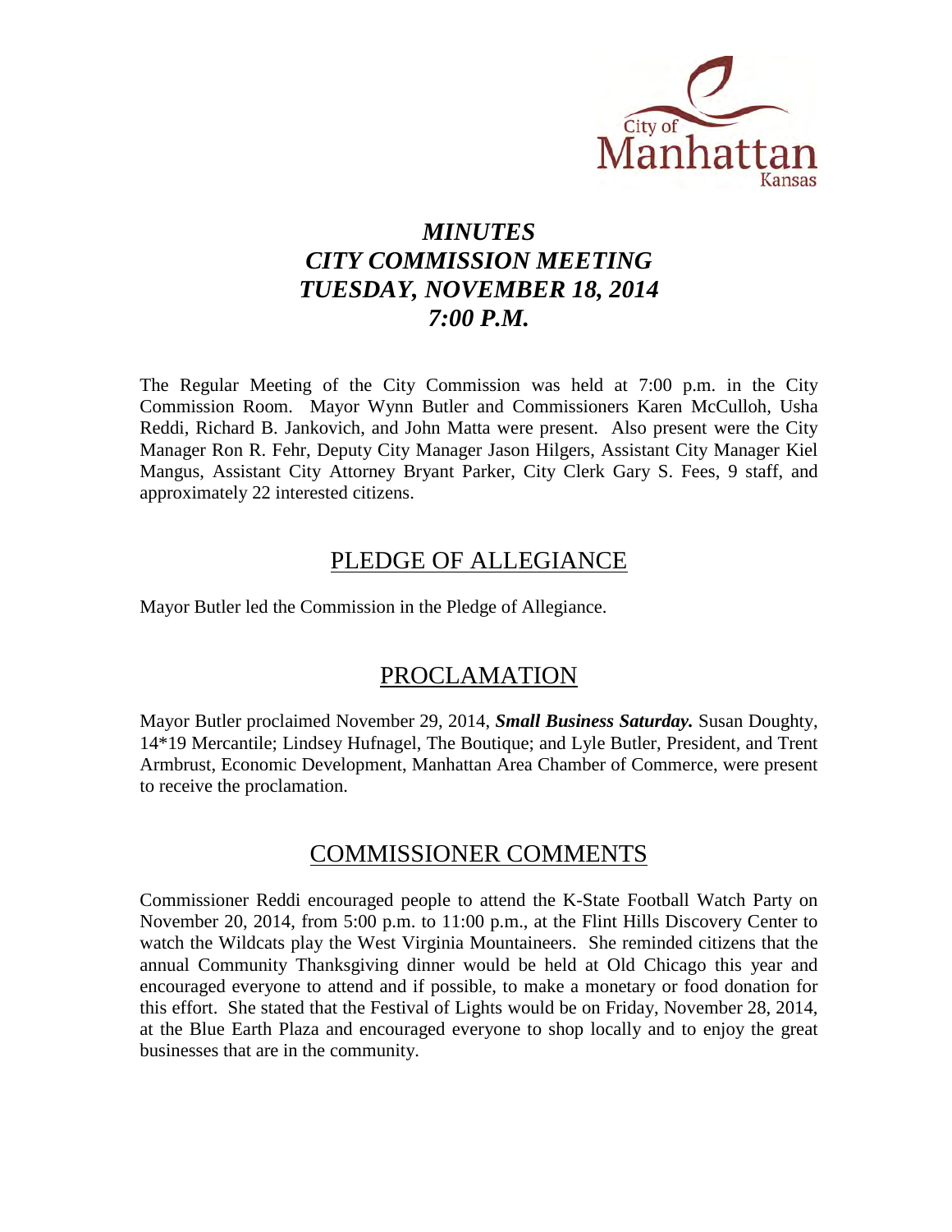# *MINUTES*
# *CITY COMMISSION MEETING*
# *TUESDAY, NOVEMBER 18, 2014*
# *7:00 P.M.*

The Regular Meeting of the City Commission was held at 7:00 p.m. in the City Commission Room. Mayor Wynn Butler and Commissioners Karen McCulloh, Usha Reddi, Richard B. Jankovich, and John Matta were present. Also present were the City Manager Ron R. Fehr, Deputy City Manager Jason Hilgers, Assistant City Manager Kiel Mangus, Assistant City Attorney Bryant Parker, City Clerk Gary S. Fees, 9 staff, and approximately 22 interested citizens.

## PLEDGE OF ALLEGIANCE

Mayor Butler led the Commission in the Pledge of Allegiance.

## PROCLAMATION

Mayor Butler proclaimed November 29, 2014, ***Small Business Saturday.*** Susan Doughty, 14*19 Mercantile; Lindsey Hufnagel, The Boutique; and Lyle Butler, President, and Trent Armbrust, Economic Development, Manhattan Area Chamber of Commerce, were present to receive the proclamation.

## COMMISSIONER COMMENTS

Commissioner Reddi encouraged people to attend the K-State Football Watch Party on November 20, 2014, from 5:00 p.m. to 11:00 p.m., at the Flint Hills Discovery Center to watch the Wildcats play the West Virginia Mountaineers. She reminded citizens that the annual Community Thanksgiving dinner would be held at Old Chicago this year and encouraged everyone to attend and if possible, to make a monetary or food donation for this effort. She stated that the Festival of Lights would be on Friday, November 28, 2014, at the Blue Earth Plaza and encouraged everyone to shop locally and to enjoy the great businesses that are in the community.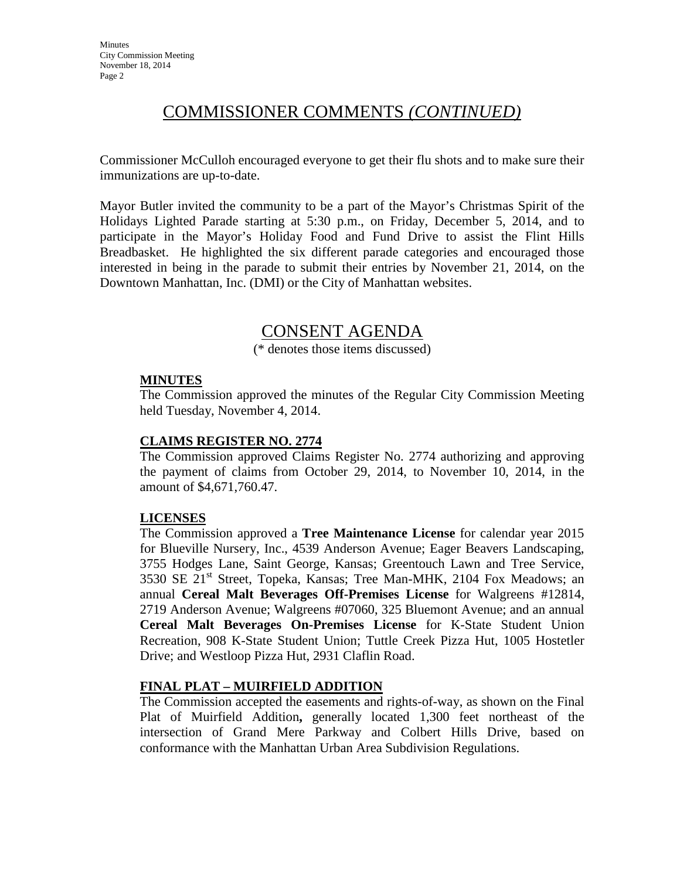## COMMISSIONER COMMENTS *(CONTINUED)*

Commissioner McCulloh encouraged everyone to get their flu shots and to make sure their immunizations are up-to-date.

Mayor Butler invited the community to be a part of the Mayor's Christmas Spirit of the Holidays Lighted Parade starting at 5:30 p.m., on Friday, December 5, 2014, and to participate in the Mayor's Holiday Food and Fund Drive to assist the Flint Hills Breadbasket. He highlighted the six different parade categories and encouraged those interested in being in the parade to submit their entries by November 21, 2014, on the Downtown Manhattan, Inc. (DMI) or the City of Manhattan websites.

## CONSENT AGENDA

(* denotes those items discussed)

### MINUTES

The Commission approved the minutes of the Regular City Commission Meeting held Tuesday, November 4, 2014.

### CLAIMS REGISTER NO. 2774

The Commission approved Claims Register No. 2774 authorizing and approving the payment of claims from October 29, 2014, to November 10, 2014, in the amount of $4,671,760.47.

### LICENSES

The Commission approved a **Tree Maintenance License** for calendar year 2015 for Blueville Nursery, Inc., 4539 Anderson Avenue; Eager Beavers Landscaping, 3755 Hodges Lane, Saint George, Kansas; Greentouch Lawn and Tree Service, 3530 SE 21st Street, Topeka, Kansas; Tree Man-MHK, 2104 Fox Meadows; an annual **Cereal Malt Beverages Off-Premises License** for Walgreens #12814, 2719 Anderson Avenue; Walgreens #07060, 325 Bluemont Avenue; and an annual **Cereal Malt Beverages On-Premises License** for K-State Student Union Recreation, 908 K-State Student Union; Tuttle Creek Pizza Hut, 1005 Hostetler Drive; and Westloop Pizza Hut, 2931 Claflin Road.

### FINAL PLAT – MUIRFIELD ADDITION

The Commission accepted the easements and rights-of-way, as shown on the Final Plat of Muirfield Addition**,** generally located 1,300 feet northeast of the intersection of Grand Mere Parkway and Colbert Hills Drive, based on conformance with the Manhattan Urban Area Subdivision Regulations.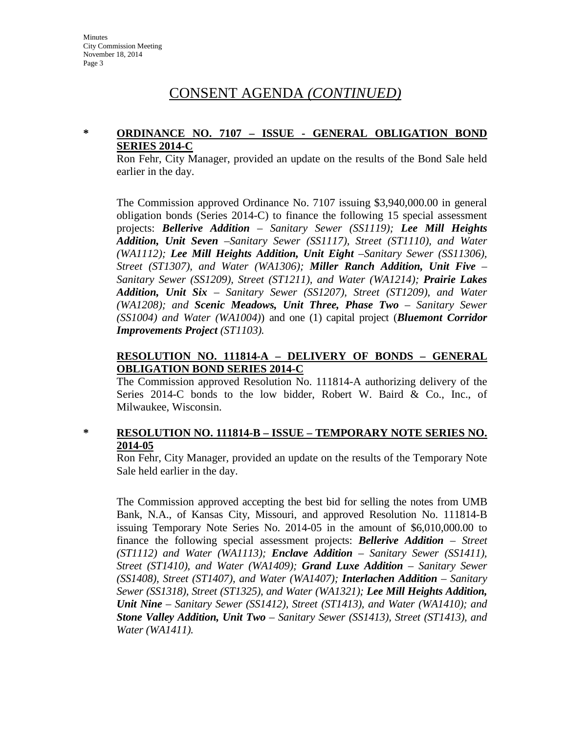# CONSENT AGENDA *(CONTINUED)*

**\* ORDINANCE NO. 7107 – ISSUE - GENERAL OBLIGATION BOND SERIES 2014-C**

Ron Fehr, City Manager, provided an update on the results of the Bond Sale held earlier in the day.

The Commission approved Ordinance No. 7107 issuing $3,940,000.00 in general obligation bonds (Series 2014-C) to finance the following 15 special assessment projects: ***Bellerive Addition*** *– Sanitary Sewer (SS1119);* ***Lee Mill Heights Addition, Unit Seven*** *–Sanitary Sewer (SS1117), Street (ST1110), and Water (WA1112);* ***Lee Mill Heights Addition, Unit Eight*** *–Sanitary Sewer (SS11306), Street (ST1307), and Water (WA1306);* ***Miller Ranch Addition, Unit Five*** *– Sanitary Sewer (SS1209), Street (ST1211), and Water (WA1214);* ***Prairie Lakes Addition, Unit Six*** *– Sanitary Sewer (SS1207), Street (ST1209), and Water (WA1208); and* ***Scenic Meadows, Unit Three, Phase Two*** *– Sanitary Sewer (SS1004) and Water (WA1004)*) and one (1) capital project (***Bluemont Corridor Improvements Project*** *(ST1103).*

**RESOLUTION NO. 111814-A – DELIVERY OF BONDS – GENERAL OBLIGATION BOND SERIES 2014-C**

The Commission approved Resolution No. 111814-A authorizing delivery of the Series 2014-C bonds to the low bidder, Robert W. Baird & Co., Inc., of Milwaukee, Wisconsin.

**\* RESOLUTION NO. 111814-B – ISSUE – TEMPORARY NOTE SERIES NO. 2014-05**

Ron Fehr, City Manager, provided an update on the results of the Temporary Note Sale held earlier in the day.

The Commission approved accepting the best bid for selling the notes from UMB Bank, N.A., of Kansas City, Missouri, and approved Resolution No. 111814-B issuing Temporary Note Series No. 2014-05 in the amount of $6,010,000.00 to finance the following special assessment projects: ***Bellerive Addition*** *– Street (ST1112) and Water (WA1113);* ***Enclave Addition*** *– Sanitary Sewer (SS1411), Street (ST1410), and Water (WA1409);* ***Grand Luxe Addition*** *– Sanitary Sewer (SS1408), Street (ST1407), and Water (WA1407);* ***Interlachen Addition*** *– Sanitary Sewer (SS1318), Street (ST1325), and Water (WA1321);* ***Lee Mill Heights Addition, Unit Nine*** *– Sanitary Sewer (SS1412), Street (ST1413), and Water (WA1410); and* ***Stone Valley Addition, Unit Two*** *– Sanitary Sewer (SS1413), Street (ST1413), and Water (WA1411).*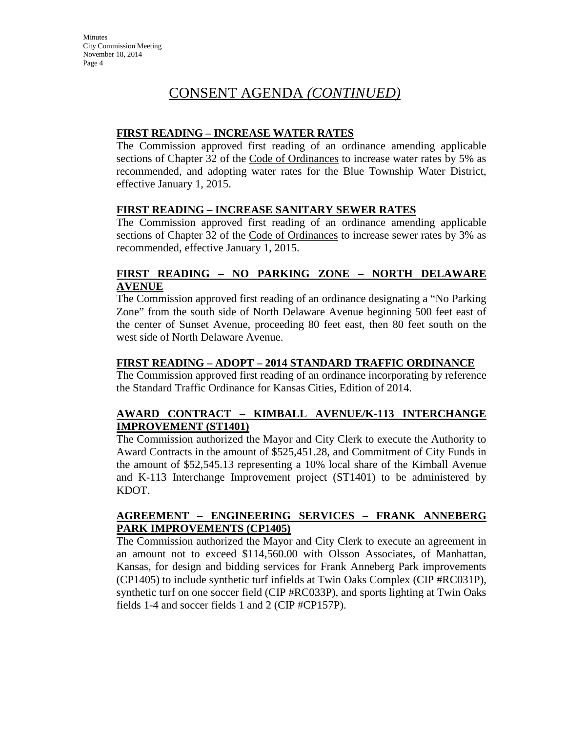## CONSENT AGENDA *(CONTINUED)*

**FIRST READING – INCREASE WATER RATES**

The Commission approved first reading of an ordinance amending applicable sections of Chapter 32 of the Code of Ordinances to increase water rates by 5% as recommended, and adopting water rates for the Blue Township Water District, effective January 1, 2015.

**FIRST READING – INCREASE SANITARY SEWER RATES**

The Commission approved first reading of an ordinance amending applicable sections of Chapter 32 of the Code of Ordinances to increase sewer rates by 3% as recommended, effective January 1, 2015.

**FIRST READING – NO PARKING ZONE – NORTH DELAWARE AVENUE**

The Commission approved first reading of an ordinance designating a "No Parking Zone" from the south side of North Delaware Avenue beginning 500 feet east of the center of Sunset Avenue, proceeding 80 feet east, then 80 feet south on the west side of North Delaware Avenue.

**FIRST READING – ADOPT – 2014 STANDARD TRAFFIC ORDINANCE**

The Commission approved first reading of an ordinance incorporating by reference the Standard Traffic Ordinance for Kansas Cities, Edition of 2014.

**AWARD CONTRACT – KIMBALL AVENUE/K-113 INTERCHANGE IMPROVEMENT (ST1401)**

The Commission authorized the Mayor and City Clerk to execute the Authority to Award Contracts in the amount of $525,451.28, and Commitment of City Funds in the amount of $52,545.13 representing a 10% local share of the Kimball Avenue and K-113 Interchange Improvement project (ST1401) to be administered by KDOT.

**AGREEMENT – ENGINEERING SERVICES – FRANK ANNEBERG PARK IMPROVEMENTS (CP1405)**

The Commission authorized the Mayor and City Clerk to execute an agreement in an amount not to exceed $114,560.00 with Olsson Associates, of Manhattan, Kansas, for design and bidding services for Frank Anneberg Park improvements (CP1405) to include synthetic turf infields at Twin Oaks Complex (CIP #RC031P), synthetic turf on one soccer field (CIP #RC033P), and sports lighting at Twin Oaks fields 1-4 and soccer fields 1 and 2 (CIP #CP157P).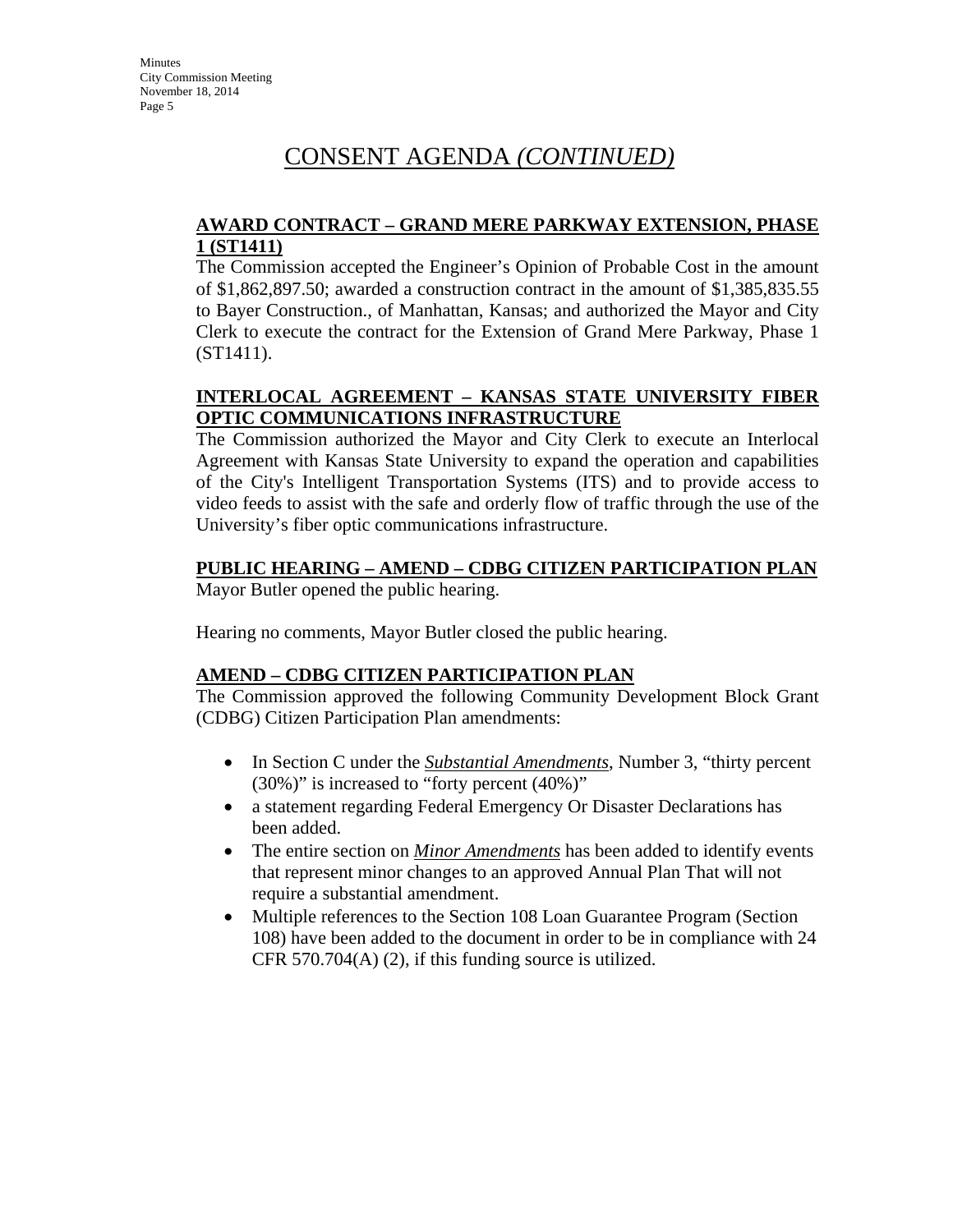# CONSENT AGENDA *(CONTINUED)*

**AWARD CONTRACT – GRAND MERE PARKWAY EXTENSION, PHASE 1 (ST1411)**

The Commission accepted the Engineer's Opinion of Probable Cost in the amount of $1,862,897.50; awarded a construction contract in the amount of $1,385,835.55 to Bayer Construction., of Manhattan, Kansas; and authorized the Mayor and City Clerk to execute the contract for the Extension of Grand Mere Parkway, Phase 1 (ST1411).

**INTERLOCAL AGREEMENT – KANSAS STATE UNIVERSITY FIBER OPTIC COMMUNICATIONS INFRASTRUCTURE**

The Commission authorized the Mayor and City Clerk to execute an Interlocal Agreement with Kansas State University to expand the operation and capabilities of the City's Intelligent Transportation Systems (ITS) and to provide access to video feeds to assist with the safe and orderly flow of traffic through the use of the University's fiber optic communications infrastructure.

**PUBLIC HEARING – AMEND – CDBG CITIZEN PARTICIPATION PLAN**

Mayor Butler opened the public hearing.

Hearing no comments, Mayor Butler closed the public hearing.

**AMEND – CDBG CITIZEN PARTICIPATION PLAN**

The Commission approved the following Community Development Block Grant (CDBG) Citizen Participation Plan amendments:

- In Section C under the ***Substantial Amendments***, Number 3, "thirty percent (30%)" is increased to "forty percent (40%)"
- a statement regarding Federal Emergency Or Disaster Declarations has been added.
- The entire section on ***Minor Amendments*** has been added to identify events that represent minor changes to an approved Annual Plan That will not require a substantial amendment.
- Multiple references to the Section 108 Loan Guarantee Program (Section 108) have been added to the document in order to be in compliance with 24 CFR 570.704(A) (2), if this funding source is utilized.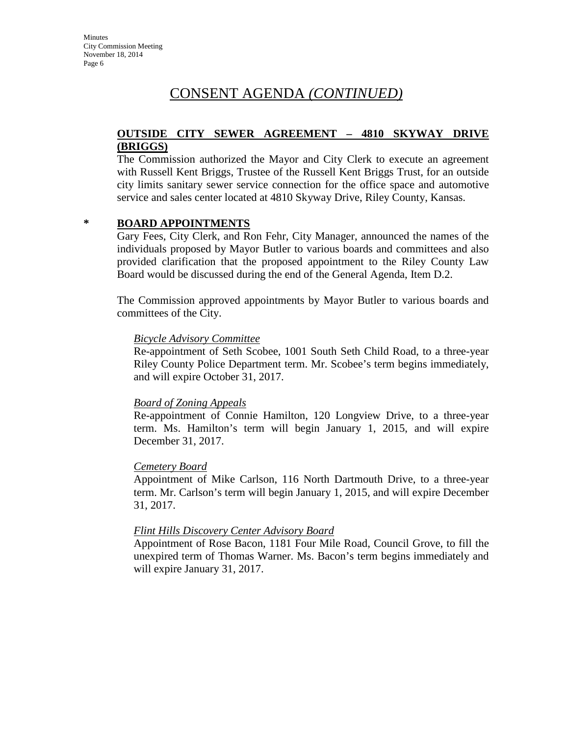## CONSENT AGENDA *(CONTINUED)*

**OUTSIDE CITY SEWER AGREEMENT – 4810 SKYWAY DRIVE (BRIGGS)**

The Commission authorized the Mayor and City Clerk to execute an agreement with Russell Kent Briggs, Trustee of the Russell Kent Briggs Trust, for an outside city limits sanitary sewer service connection for the office space and automotive service and sales center located at 4810 Skyway Drive, Riley County, Kansas.

**\* BOARD APPOINTMENTS**

Gary Fees, City Clerk, and Ron Fehr, City Manager, announced the names of the individuals proposed by Mayor Butler to various boards and committees and also provided clarification that the proposed appointment to the Riley County Law Board would be discussed during the end of the General Agenda, Item D.2.

The Commission approved appointments by Mayor Butler to various boards and committees of the City.

*Bicycle Advisory Committee*

Re-appointment of Seth Scobee, 1001 South Seth Child Road, to a three-year Riley County Police Department term. Mr. Scobee's term begins immediately, and will expire October 31, 2017.

*Board of Zoning Appeals*

Re-appointment of Connie Hamilton, 120 Longview Drive, to a three-year term. Ms. Hamilton's term will begin January 1, 2015, and will expire December 31, 2017.

*Cemetery Board*

Appointment of Mike Carlson, 116 North Dartmouth Drive, to a three-year term. Mr. Carlson's term will begin January 1, 2015, and will expire December 31, 2017.

*Flint Hills Discovery Center Advisory Board*

Appointment of Rose Bacon, 1181 Four Mile Road, Council Grove, to fill the unexpired term of Thomas Warner. Ms. Bacon's term begins immediately and will expire January 31, 2017.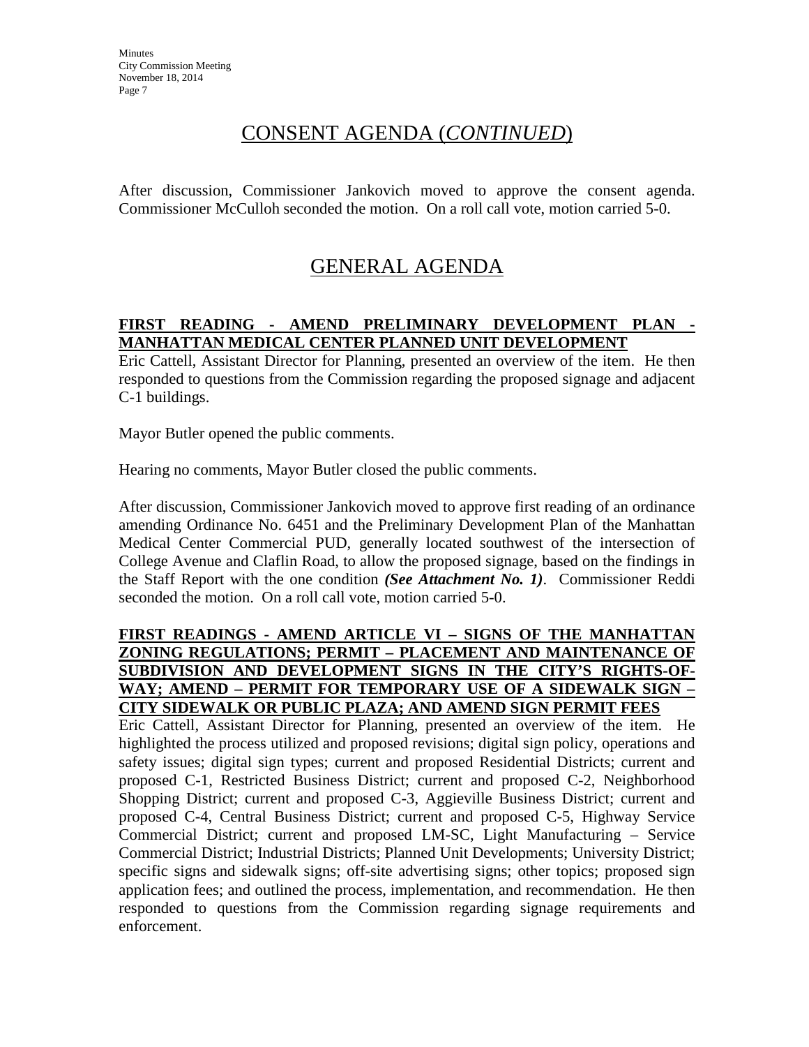## CONSENT AGENDA (*CONTINUED*)

After discussion, Commissioner Jankovich moved to approve the consent agenda. Commissioner McCulloh seconded the motion. On a roll call vote, motion carried 5-0.

## GENERAL AGENDA

**FIRST READING - AMEND PRELIMINARY DEVELOPMENT PLAN - MANHATTAN MEDICAL CENTER PLANNED UNIT DEVELOPMENT**

Eric Cattell, Assistant Director for Planning, presented an overview of the item. He then responded to questions from the Commission regarding the proposed signage and adjacent C-1 buildings.

Mayor Butler opened the public comments.

Hearing no comments, Mayor Butler closed the public comments.

After discussion, Commissioner Jankovich moved to approve first reading of an ordinance amending Ordinance No. 6451 and the Preliminary Development Plan of the Manhattan Medical Center Commercial PUD, generally located southwest of the intersection of College Avenue and Claflin Road, to allow the proposed signage, based on the findings in the Staff Report with the one condition ***(See Attachment No. 1)***. Commissioner Reddi seconded the motion. On a roll call vote, motion carried 5-0.

**FIRST READINGS - AMEND ARTICLE VI – SIGNS OF THE MANHATTAN ZONING REGULATIONS; PERMIT – PLACEMENT AND MAINTENANCE OF SUBDIVISION AND DEVELOPMENT SIGNS IN THE CITY'S RIGHTS-OF-WAY; AMEND – PERMIT FOR TEMPORARY USE OF A SIDEWALK SIGN – CITY SIDEWALK OR PUBLIC PLAZA; AND AMEND SIGN PERMIT FEES**

Eric Cattell, Assistant Director for Planning, presented an overview of the item. He highlighted the process utilized and proposed revisions; digital sign policy, operations and safety issues; digital sign types; current and proposed Residential Districts; current and proposed C-1, Restricted Business District; current and proposed C-2, Neighborhood Shopping District; current and proposed C-3, Aggieville Business District; current and proposed C-4, Central Business District; current and proposed C-5, Highway Service Commercial District; current and proposed LM-SC, Light Manufacturing – Service Commercial District; Industrial Districts; Planned Unit Developments; University District; specific signs and sidewalk signs; off-site advertising signs; other topics; proposed sign application fees; and outlined the process, implementation, and recommendation. He then responded to questions from the Commission regarding signage requirements and enforcement.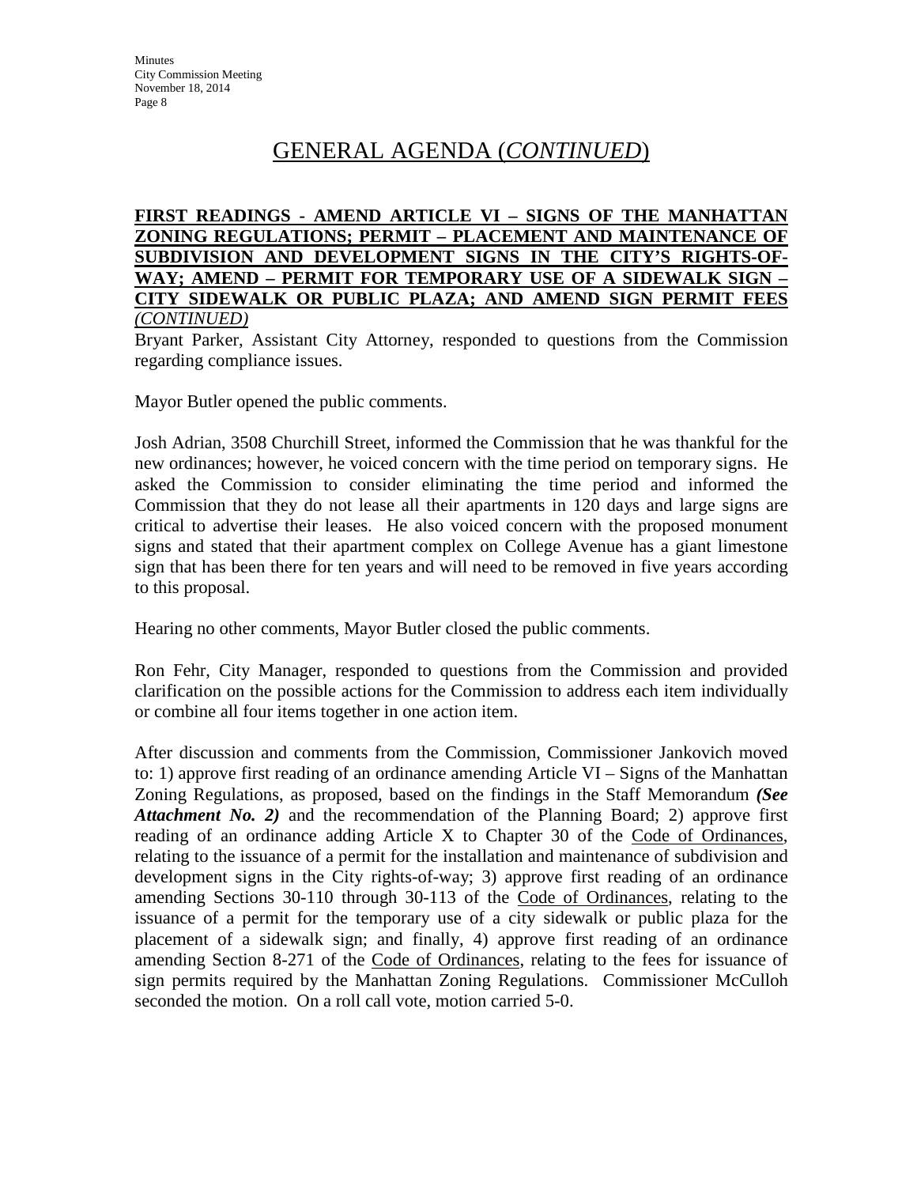## GENERAL AGENDA (*CONTINUED*)

**FIRST READINGS - AMEND ARTICLE VI – SIGNS OF THE MANHATTAN ZONING REGULATIONS; PERMIT – PLACEMENT AND MAINTENANCE OF SUBDIVISION AND DEVELOPMENT SIGNS IN THE CITY'S RIGHTS-OF-WAY; AMEND – PERMIT FOR TEMPORARY USE OF A SIDEWALK SIGN – CITY SIDEWALK OR PUBLIC PLAZA; AND AMEND SIGN PERMIT FEES** *(CONTINUED)*

Bryant Parker, Assistant City Attorney, responded to questions from the Commission regarding compliance issues.

Mayor Butler opened the public comments.

Josh Adrian, 3508 Churchill Street, informed the Commission that he was thankful for the new ordinances; however, he voiced concern with the time period on temporary signs. He asked the Commission to consider eliminating the time period and informed the Commission that they do not lease all their apartments in 120 days and large signs are critical to advertise their leases. He also voiced concern with the proposed monument signs and stated that their apartment complex on College Avenue has a giant limestone sign that has been there for ten years and will need to be removed in five years according to this proposal.

Hearing no other comments, Mayor Butler closed the public comments.

Ron Fehr, City Manager, responded to questions from the Commission and provided clarification on the possible actions for the Commission to address each item individually or combine all four items together in one action item.

After discussion and comments from the Commission, Commissioner Jankovich moved to: 1) approve first reading of an ordinance amending Article VI – Signs of the Manhattan Zoning Regulations, as proposed, based on the findings in the Staff Memorandum ***(See Attachment No. 2)*** and the recommendation of the Planning Board; 2) approve first reading of an ordinance adding Article X to Chapter 30 of the Code of Ordinances, relating to the issuance of a permit for the installation and maintenance of subdivision and development signs in the City rights-of-way; 3) approve first reading of an ordinance amending Sections 30-110 through 30-113 of the Code of Ordinances, relating to the issuance of a permit for the temporary use of a city sidewalk or public plaza for the placement of a sidewalk sign; and finally, 4) approve first reading of an ordinance amending Section 8-271 of the Code of Ordinances, relating to the fees for issuance of sign permits required by the Manhattan Zoning Regulations. Commissioner McCulloh seconded the motion. On a roll call vote, motion carried 5-0.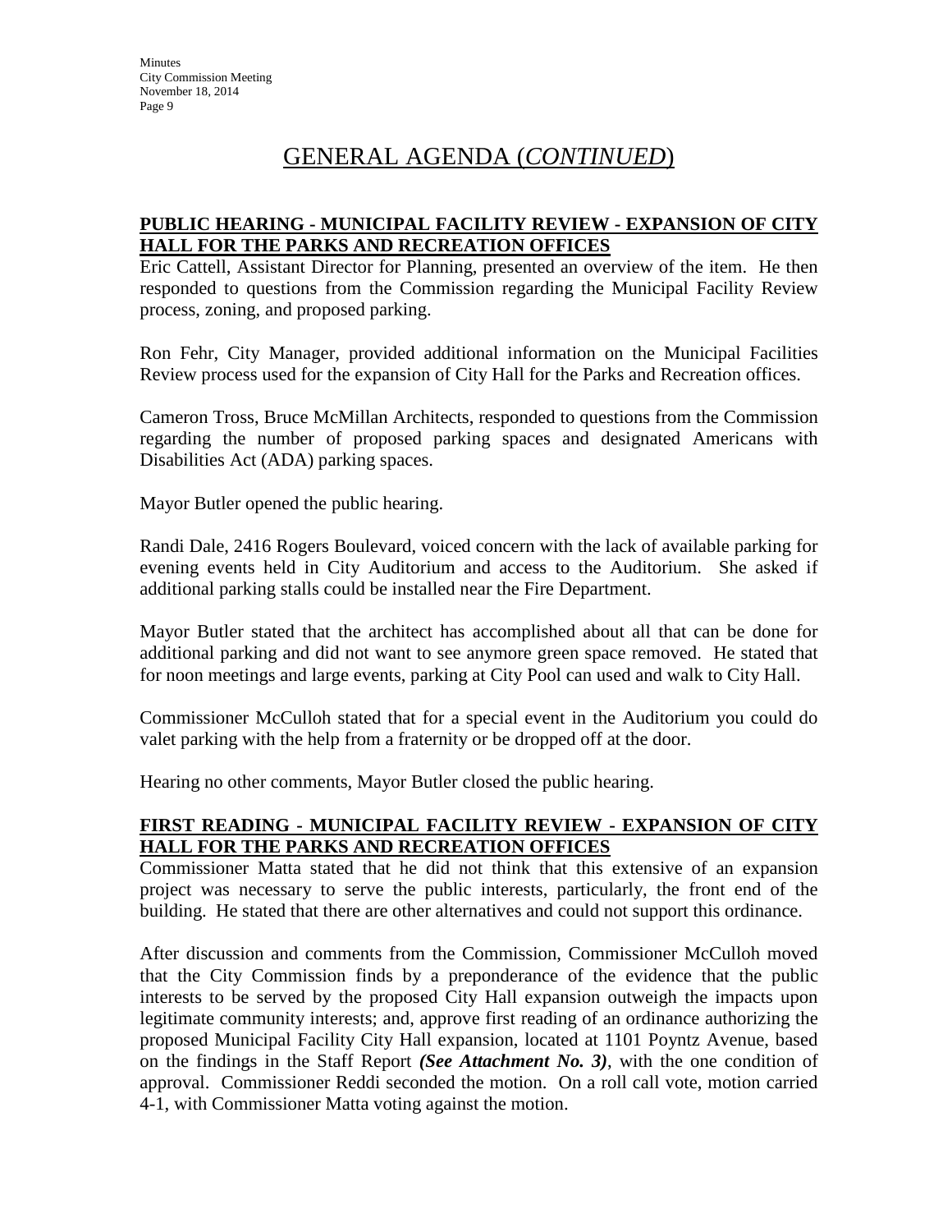# GENERAL AGENDA (*CONTINUED*)

**PUBLIC HEARING - MUNICIPAL FACILITY REVIEW - EXPANSION OF CITY HALL FOR THE PARKS AND RECREATION OFFICES**

Eric Cattell, Assistant Director for Planning, presented an overview of the item. He then responded to questions from the Commission regarding the Municipal Facility Review process, zoning, and proposed parking.

Ron Fehr, City Manager, provided additional information on the Municipal Facilities Review process used for the expansion of City Hall for the Parks and Recreation offices.

Cameron Tross, Bruce McMillan Architects, responded to questions from the Commission regarding the number of proposed parking spaces and designated Americans with Disabilities Act (ADA) parking spaces.

Mayor Butler opened the public hearing.

Randi Dale, 2416 Rogers Boulevard, voiced concern with the lack of available parking for evening events held in City Auditorium and access to the Auditorium. She asked if additional parking stalls could be installed near the Fire Department.

Mayor Butler stated that the architect has accomplished about all that can be done for additional parking and did not want to see anymore green space removed. He stated that for noon meetings and large events, parking at City Pool can used and walk to City Hall.

Commissioner McCulloh stated that for a special event in the Auditorium you could do valet parking with the help from a fraternity or be dropped off at the door.

Hearing no other comments, Mayor Butler closed the public hearing.

**FIRST READING - MUNICIPAL FACILITY REVIEW - EXPANSION OF CITY HALL FOR THE PARKS AND RECREATION OFFICES**

Commissioner Matta stated that he did not think that this extensive of an expansion project was necessary to serve the public interests, particularly, the front end of the building. He stated that there are other alternatives and could not support this ordinance.

After discussion and comments from the Commission, Commissioner McCulloh moved that the City Commission finds by a preponderance of the evidence that the public interests to be served by the proposed City Hall expansion outweigh the impacts upon legitimate community interests; and, approve first reading of an ordinance authorizing the proposed Municipal Facility City Hall expansion, located at 1101 Poyntz Avenue, based on the findings in the Staff Report ***(See Attachment No. 3)***, with the one condition of approval. Commissioner Reddi seconded the motion. On a roll call vote, motion carried 4-1, with Commissioner Matta voting against the motion.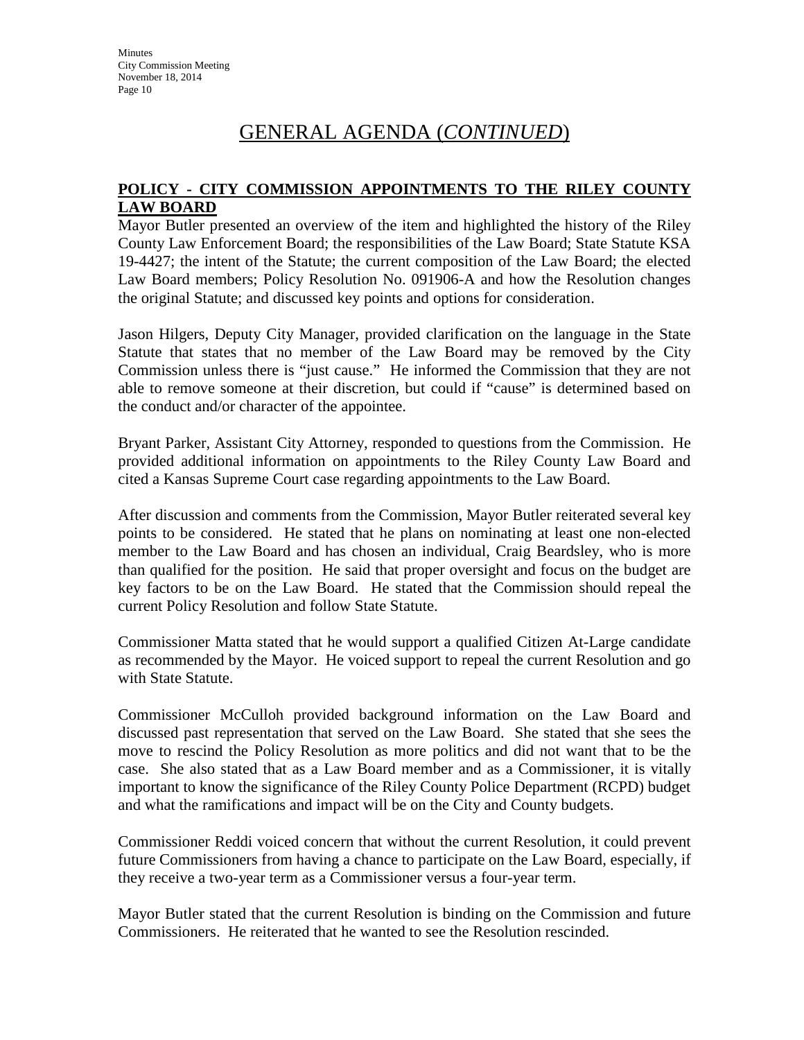# GENERAL AGENDA (*CONTINUED*)

## POLICY - CITY COMMISSION APPOINTMENTS TO THE RILEY COUNTY LAW BOARD

Mayor Butler presented an overview of the item and highlighted the history of the Riley County Law Enforcement Board; the responsibilities of the Law Board; State Statute KSA 19-4427; the intent of the Statute; the current composition of the Law Board; the elected Law Board members; Policy Resolution No. 091906-A and how the Resolution changes the original Statute; and discussed key points and options for consideration.

Jason Hilgers, Deputy City Manager, provided clarification on the language in the State Statute that states that no member of the Law Board may be removed by the City Commission unless there is "just cause." He informed the Commission that they are not able to remove someone at their discretion, but could if "cause" is determined based on the conduct and/or character of the appointee.

Bryant Parker, Assistant City Attorney, responded to questions from the Commission. He provided additional information on appointments to the Riley County Law Board and cited a Kansas Supreme Court case regarding appointments to the Law Board.

After discussion and comments from the Commission, Mayor Butler reiterated several key points to be considered. He stated that he plans on nominating at least one non-elected member to the Law Board and has chosen an individual, Craig Beardsley, who is more than qualified for the position. He said that proper oversight and focus on the budget are key factors to be on the Law Board. He stated that the Commission should repeal the current Policy Resolution and follow State Statute.

Commissioner Matta stated that he would support a qualified Citizen At-Large candidate as recommended by the Mayor. He voiced support to repeal the current Resolution and go with State Statute.

Commissioner McCulloh provided background information on the Law Board and discussed past representation that served on the Law Board. She stated that she sees the move to rescind the Policy Resolution as more politics and did not want that to be the case. She also stated that as a Law Board member and as a Commissioner, it is vitally important to know the significance of the Riley County Police Department (RCPD) budget and what the ramifications and impact will be on the City and County budgets.

Commissioner Reddi voiced concern that without the current Resolution, it could prevent future Commissioners from having a chance to participate on the Law Board, especially, if they receive a two-year term as a Commissioner versus a four-year term.

Mayor Butler stated that the current Resolution is binding on the Commission and future Commissioners. He reiterated that he wanted to see the Resolution rescinded.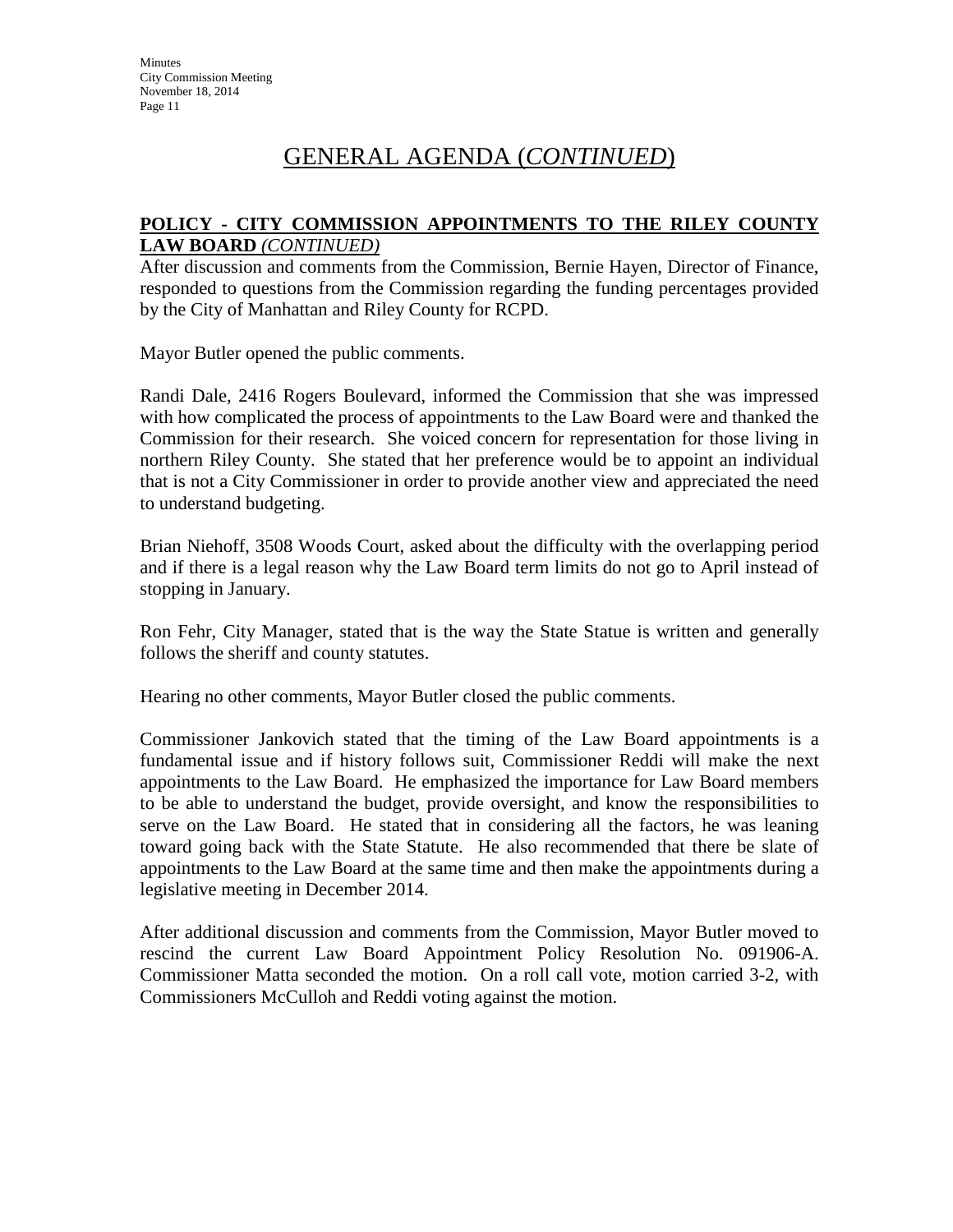# GENERAL AGENDA (*CONTINUED*)

**POLICY - CITY COMMISSION APPOINTMENTS TO THE RILEY COUNTY LAW BOARD** ***(CONTINUED)***

After discussion and comments from the Commission, Bernie Hayen, Director of Finance, responded to questions from the Commission regarding the funding percentages provided by the City of Manhattan and Riley County for RCPD.

Mayor Butler opened the public comments.

Randi Dale, 2416 Rogers Boulevard, informed the Commission that she was impressed with how complicated the process of appointments to the Law Board were and thanked the Commission for their research. She voiced concern for representation for those living in northern Riley County. She stated that her preference would be to appoint an individual that is not a City Commissioner in order to provide another view and appreciated the need to understand budgeting.

Brian Niehoff, 3508 Woods Court, asked about the difficulty with the overlapping period and if there is a legal reason why the Law Board term limits do not go to April instead of stopping in January.

Ron Fehr, City Manager, stated that is the way the State Statue is written and generally follows the sheriff and county statutes.

Hearing no other comments, Mayor Butler closed the public comments.

Commissioner Jankovich stated that the timing of the Law Board appointments is a fundamental issue and if history follows suit, Commissioner Reddi will make the next appointments to the Law Board. He emphasized the importance for Law Board members to be able to understand the budget, provide oversight, and know the responsibilities to serve on the Law Board. He stated that in considering all the factors, he was leaning toward going back with the State Statute. He also recommended that there be slate of appointments to the Law Board at the same time and then make the appointments during a legislative meeting in December 2014.

After additional discussion and comments from the Commission, Mayor Butler moved to rescind the current Law Board Appointment Policy Resolution No. 091906-A. Commissioner Matta seconded the motion. On a roll call vote, motion carried 3-2, with Commissioners McCulloh and Reddi voting against the motion.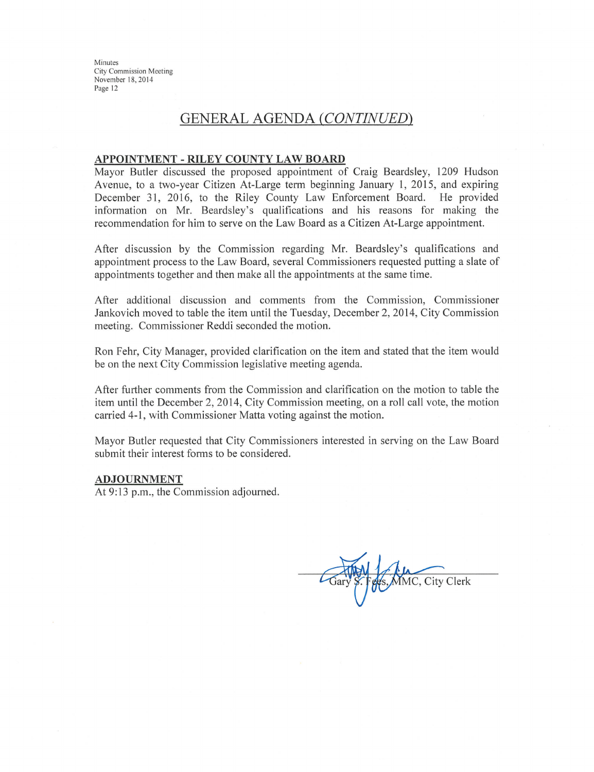## GENERAL AGENDA *(CONTINUED)*

**APPOINTMENT - RILEY COUNTY LAW BOARD**

Mayor Butler discussed the proposed appointment of Craig Beardsley, 1209 Hudson Avenue, to a two-year Citizen At-Large term beginning January 1, 2015, and expiring December 31, 2016, to the Riley County Law Enforcement Board. He provided information on Mr. Beardsley's qualifications and his reasons for making the recommendation for him to serve on the Law Board as a Citizen At-Large appointment.

After discussion by the Commission regarding Mr. Beardsley's qualifications and appointment process to the Law Board, several Commissioners requested putting a slate of appointments together and then make all the appointments at the same time.

After additional discussion and comments from the Commission, Commissioner Jankovich moved to table the item until the Tuesday, December 2, 2014, City Commission meeting. Commissioner Reddi seconded the motion.

Ron Fehr, City Manager, provided clarification on the item and stated that the item would be on the next City Commission legislative meeting agenda.

After further comments from the Commission and clarification on the motion to table the item until the December 2, 2014, City Commission meeting, on a roll call vote, the motion carried 4-1, with Commissioner Matta voting against the motion.

Mayor Butler requested that City Commissioners interested in serving on the Law Board submit their interest forms to be considered.

**ADJOURNMENT**

At 9:13 p.m., the Commission adjourned.

Gary S. Fees, MMC, City Clerk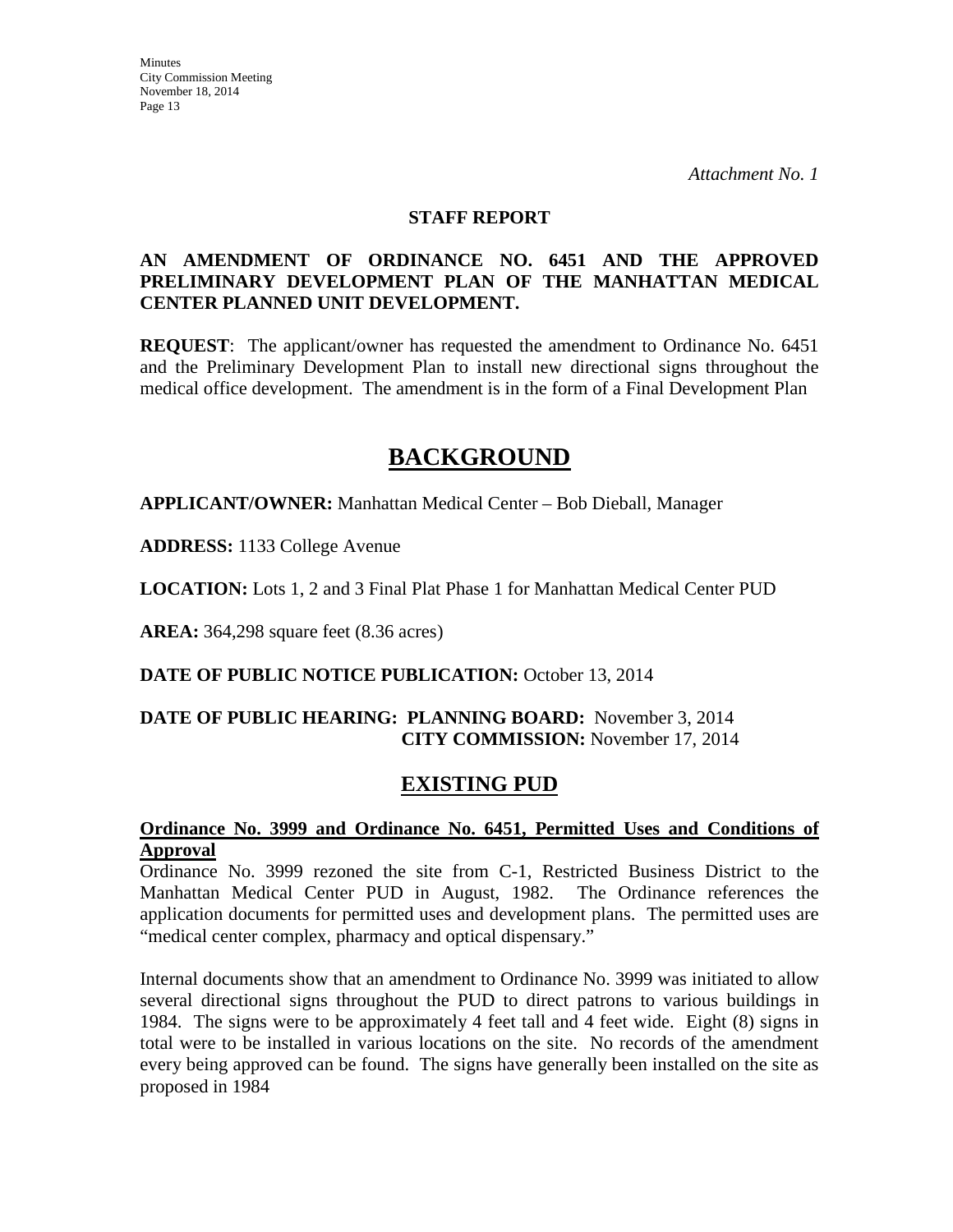*Attachment No. 1*

**STAFF REPORT**

**AN AMENDMENT OF ORDINANCE NO. 6451 AND THE APPROVED PRELIMINARY DEVELOPMENT PLAN OF THE MANHATTAN MEDICAL CENTER PLANNED UNIT DEVELOPMENT.**

**REQUEST**: The applicant/owner has requested the amendment to Ordinance No. 6451 and the Preliminary Development Plan to install new directional signs throughout the medical office development. The amendment is in the form of a Final Development Plan

# BACKGROUND

**APPLICANT/OWNER:** Manhattan Medical Center – Bob Dieball, Manager

**ADDRESS:** 1133 College Avenue

**LOCATION:** Lots 1, 2 and 3 Final Plat Phase 1 for Manhattan Medical Center PUD

**AREA:** 364,298 square feet (8.36 acres)

**DATE OF PUBLIC NOTICE PUBLICATION:** October 13, 2014

**DATE OF PUBLIC HEARING: PLANNING BOARD:** November 3, 2014
**CITY COMMISSION:** November 17, 2014

## EXISTING PUD

**Ordinance No. 3999 and Ordinance No. 6451, Permitted Uses and Conditions of Approval**

Ordinance No. 3999 rezoned the site from C-1, Restricted Business District to the Manhattan Medical Center PUD in August, 1982. The Ordinance references the application documents for permitted uses and development plans. The permitted uses are "medical center complex, pharmacy and optical dispensary."

Internal documents show that an amendment to Ordinance No. 3999 was initiated to allow several directional signs throughout the PUD to direct patrons to various buildings in 1984. The signs were to be approximately 4 feet tall and 4 feet wide. Eight (8) signs in total were to be installed in various locations on the site. No records of the amendment every being approved can be found. The signs have generally been installed on the site as proposed in 1984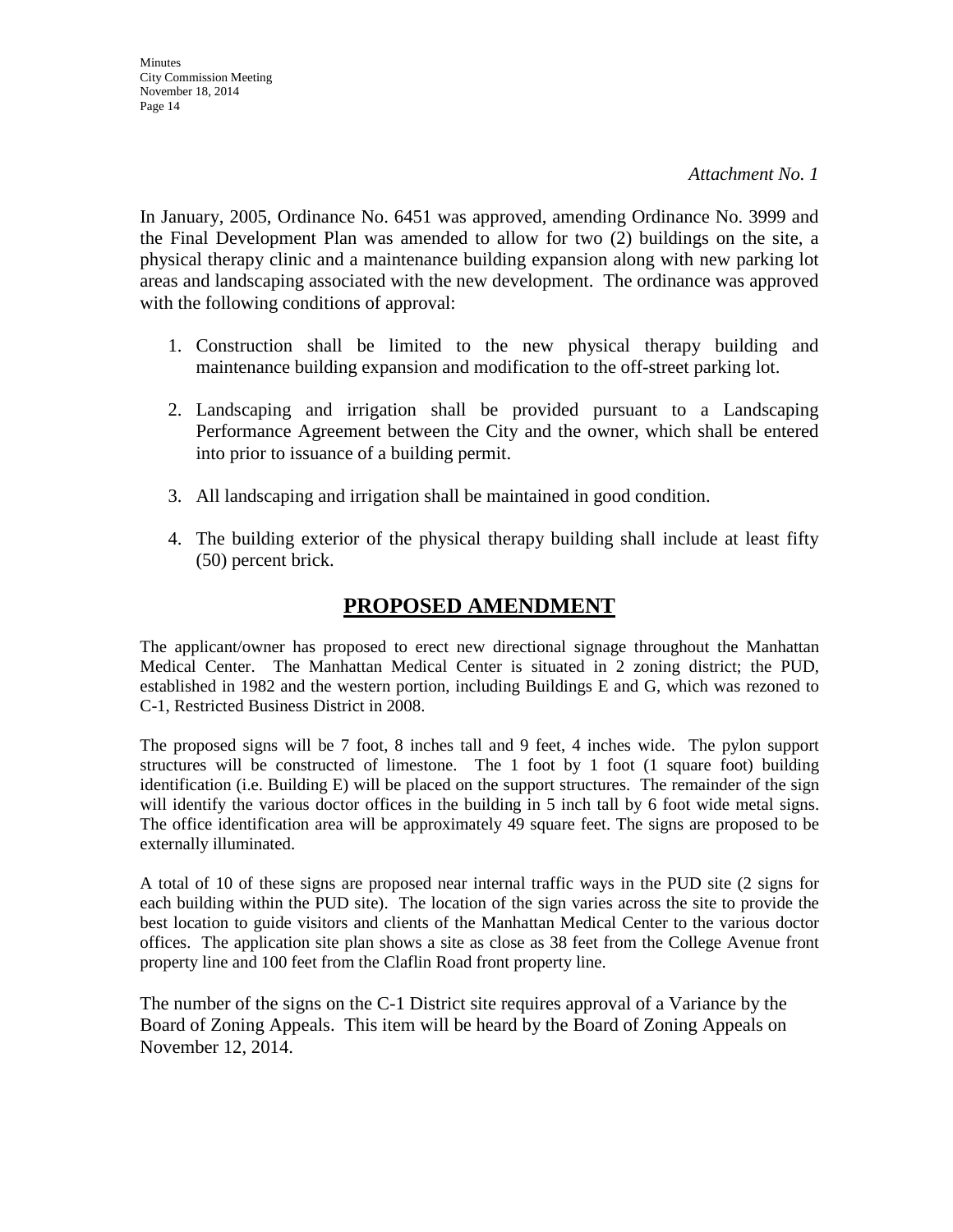*Attachment No. 1*

In January, 2005, Ordinance No. 6451 was approved, amending Ordinance No. 3999 and the Final Development Plan was amended to allow for two (2) buildings on the site, a physical therapy clinic and a maintenance building expansion along with new parking lot areas and landscaping associated with the new development. The ordinance was approved with the following conditions of approval:

1. Construction shall be limited to the new physical therapy building and maintenance building expansion and modification to the off-street parking lot.

2. Landscaping and irrigation shall be provided pursuant to a Landscaping Performance Agreement between the City and the owner, which shall be entered into prior to issuance of a building permit.

3. All landscaping and irrigation shall be maintained in good condition.

4. The building exterior of the physical therapy building shall include at least fifty (50) percent brick.

## PROPOSED AMENDMENT

The applicant/owner has proposed to erect new directional signage throughout the Manhattan Medical Center. The Manhattan Medical Center is situated in 2 zoning district; the PUD, established in 1982 and the western portion, including Buildings E and G, which was rezoned to C-1, Restricted Business District in 2008.

The proposed signs will be 7 foot, 8 inches tall and 9 feet, 4 inches wide. The pylon support structures will be constructed of limestone. The 1 foot by 1 foot (1 square foot) building identification (i.e. Building E) will be placed on the support structures. The remainder of the sign will identify the various doctor offices in the building in 5 inch tall by 6 foot wide metal signs. The office identification area will be approximately 49 square feet. The signs are proposed to be externally illuminated.

A total of 10 of these signs are proposed near internal traffic ways in the PUD site (2 signs for each building within the PUD site). The location of the sign varies across the site to provide the best location to guide visitors and clients of the Manhattan Medical Center to the various doctor offices. The application site plan shows a site as close as 38 feet from the College Avenue front property line and 100 feet from the Claflin Road front property line.

The number of the signs on the C-1 District site requires approval of a Variance by the Board of Zoning Appeals. This item will be heard by the Board of Zoning Appeals on November 12, 2014.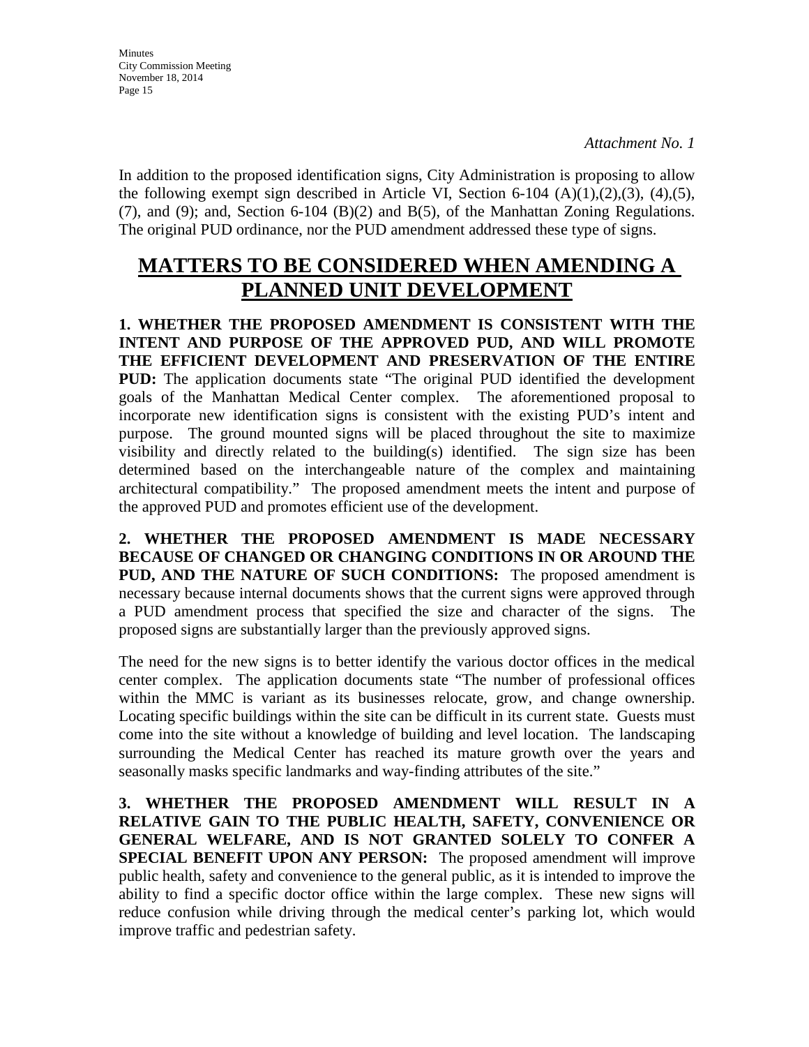*Attachment No. 1*

In addition to the proposed identification signs, City Administration is proposing to allow the following exempt sign described in Article VI, Section 6-104 (A)(1),(2),(3), (4),(5), (7), and (9); and, Section 6-104 (B)(2) and B(5), of the Manhattan Zoning Regulations. The original PUD ordinance, nor the PUD amendment addressed these type of signs.

# MATTERS TO BE CONSIDERED WHEN AMENDING A PLANNED UNIT DEVELOPMENT

**1. WHETHER THE PROPOSED AMENDMENT IS CONSISTENT WITH THE INTENT AND PURPOSE OF THE APPROVED PUD, AND WILL PROMOTE THE EFFICIENT DEVELOPMENT AND PRESERVATION OF THE ENTIRE PUD:** The application documents state "The original PUD identified the development goals of the Manhattan Medical Center complex. The aforementioned proposal to incorporate new identification signs is consistent with the existing PUD's intent and purpose. The ground mounted signs will be placed throughout the site to maximize visibility and directly related to the building(s) identified. The sign size has been determined based on the interchangeable nature of the complex and maintaining architectural compatibility." The proposed amendment meets the intent and purpose of the approved PUD and promotes efficient use of the development.

**2. WHETHER THE PROPOSED AMENDMENT IS MADE NECESSARY BECAUSE OF CHANGED OR CHANGING CONDITIONS IN OR AROUND THE PUD, AND THE NATURE OF SUCH CONDITIONS:** The proposed amendment is necessary because internal documents shows that the current signs were approved through a PUD amendment process that specified the size and character of the signs. The proposed signs are substantially larger than the previously approved signs.

The need for the new signs is to better identify the various doctor offices in the medical center complex. The application documents state "The number of professional offices within the MMC is variant as its businesses relocate, grow, and change ownership. Locating specific buildings within the site can be difficult in its current state. Guests must come into the site without a knowledge of building and level location. The landscaping surrounding the Medical Center has reached its mature growth over the years and seasonally masks specific landmarks and way-finding attributes of the site."

**3. WHETHER THE PROPOSED AMENDMENT WILL RESULT IN A RELATIVE GAIN TO THE PUBLIC HEALTH, SAFETY, CONVENIENCE OR GENERAL WELFARE, AND IS NOT GRANTED SOLELY TO CONFER A SPECIAL BENEFIT UPON ANY PERSON:** The proposed amendment will improve public health, safety and convenience to the general public, as it is intended to improve the ability to find a specific doctor office within the large complex. These new signs will reduce confusion while driving through the medical center's parking lot, which would improve traffic and pedestrian safety.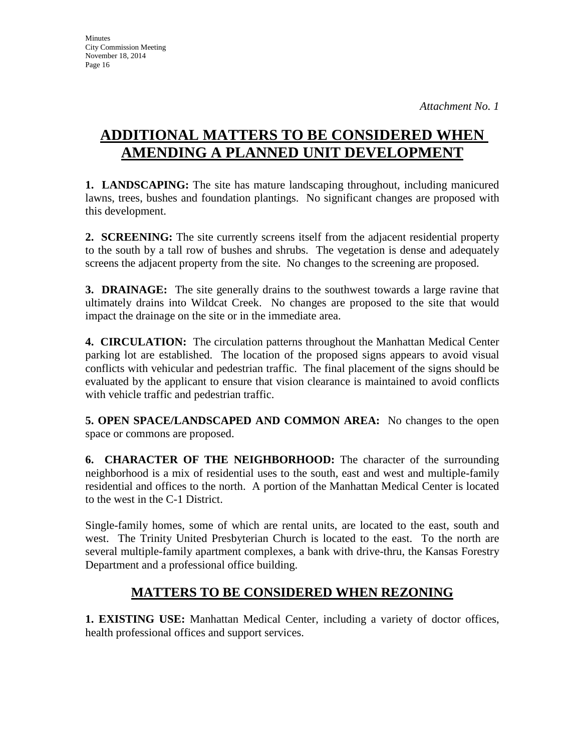*Attachment No. 1*

# ADDITIONAL MATTERS TO BE CONSIDERED WHEN AMENDING A PLANNED UNIT DEVELOPMENT

**1. LANDSCAPING:** The site has mature landscaping throughout, including manicured lawns, trees, bushes and foundation plantings. No significant changes are proposed with this development.

**2. SCREENING:** The site currently screens itself from the adjacent residential property to the south by a tall row of bushes and shrubs. The vegetation is dense and adequately screens the adjacent property from the site. No changes to the screening are proposed.

**3. DRAINAGE:** The site generally drains to the southwest towards a large ravine that ultimately drains into Wildcat Creek. No changes are proposed to the site that would impact the drainage on the site or in the immediate area.

**4. CIRCULATION:** The circulation patterns throughout the Manhattan Medical Center parking lot are established. The location of the proposed signs appears to avoid visual conflicts with vehicular and pedestrian traffic. The final placement of the signs should be evaluated by the applicant to ensure that vision clearance is maintained to avoid conflicts with vehicle traffic and pedestrian traffic.

**5. OPEN SPACE/LANDSCAPED AND COMMON AREA:** No changes to the open space or commons are proposed.

**6. CHARACTER OF THE NEIGHBORHOOD:** The character of the surrounding neighborhood is a mix of residential uses to the south, east and west and multiple-family residential and offices to the north. A portion of the Manhattan Medical Center is located to the west in the C-1 District.

Single-family homes, some of which are rental units, are located to the east, south and west. The Trinity United Presbyterian Church is located to the east. To the north are several multiple-family apartment complexes, a bank with drive-thru, the Kansas Forestry Department and a professional office building.

## MATTERS TO BE CONSIDERED WHEN REZONING

**1. EXISTING USE:** Manhattan Medical Center, including a variety of doctor offices, health professional offices and support services.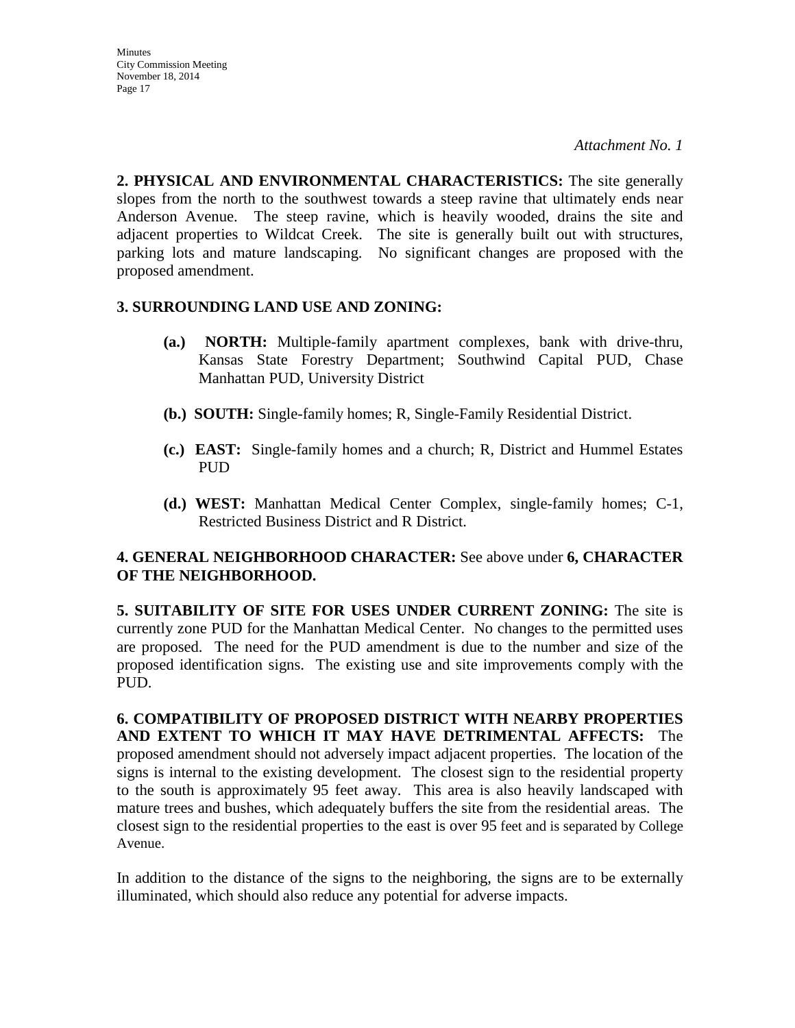*Attachment No. 1*

**2. PHYSICAL AND ENVIRONMENTAL CHARACTERISTICS:** The site generally slopes from the north to the southwest towards a steep ravine that ultimately ends near Anderson Avenue. The steep ravine, which is heavily wooded, drains the site and adjacent properties to Wildcat Creek. The site is generally built out with structures, parking lots and mature landscaping. No significant changes are proposed with the proposed amendment.

**3. SURROUNDING LAND USE AND ZONING:**

**(a.) NORTH:** Multiple-family apartment complexes, bank with drive-thru, Kansas State Forestry Department; Southwind Capital PUD, Chase Manhattan PUD, University District

**(b.) SOUTH:** Single-family homes; R, Single-Family Residential District.

**(c.) EAST:** Single-family homes and a church; R, District and Hummel Estates PUD

**(d.) WEST:** Manhattan Medical Center Complex, single-family homes; C-1, Restricted Business District and R District.

**4. GENERAL NEIGHBORHOOD CHARACTER:** See above under **6, CHARACTER OF THE NEIGHBORHOOD.**

**5. SUITABILITY OF SITE FOR USES UNDER CURRENT ZONING:** The site is currently zone PUD for the Manhattan Medical Center. No changes to the permitted uses are proposed. The need for the PUD amendment is due to the number and size of the proposed identification signs. The existing use and site improvements comply with the PUD.

**6. COMPATIBILITY OF PROPOSED DISTRICT WITH NEARBY PROPERTIES AND EXTENT TO WHICH IT MAY HAVE DETRIMENTAL AFFECTS:** The proposed amendment should not adversely impact adjacent properties. The location of the signs is internal to the existing development. The closest sign to the residential property to the south is approximately 95 feet away. This area is also heavily landscaped with mature trees and bushes, which adequately buffers the site from the residential areas. The closest sign to the residential properties to the east is over 95 feet and is separated by College Avenue.

In addition to the distance of the signs to the neighboring, the signs are to be externally illuminated, which should also reduce any potential for adverse impacts.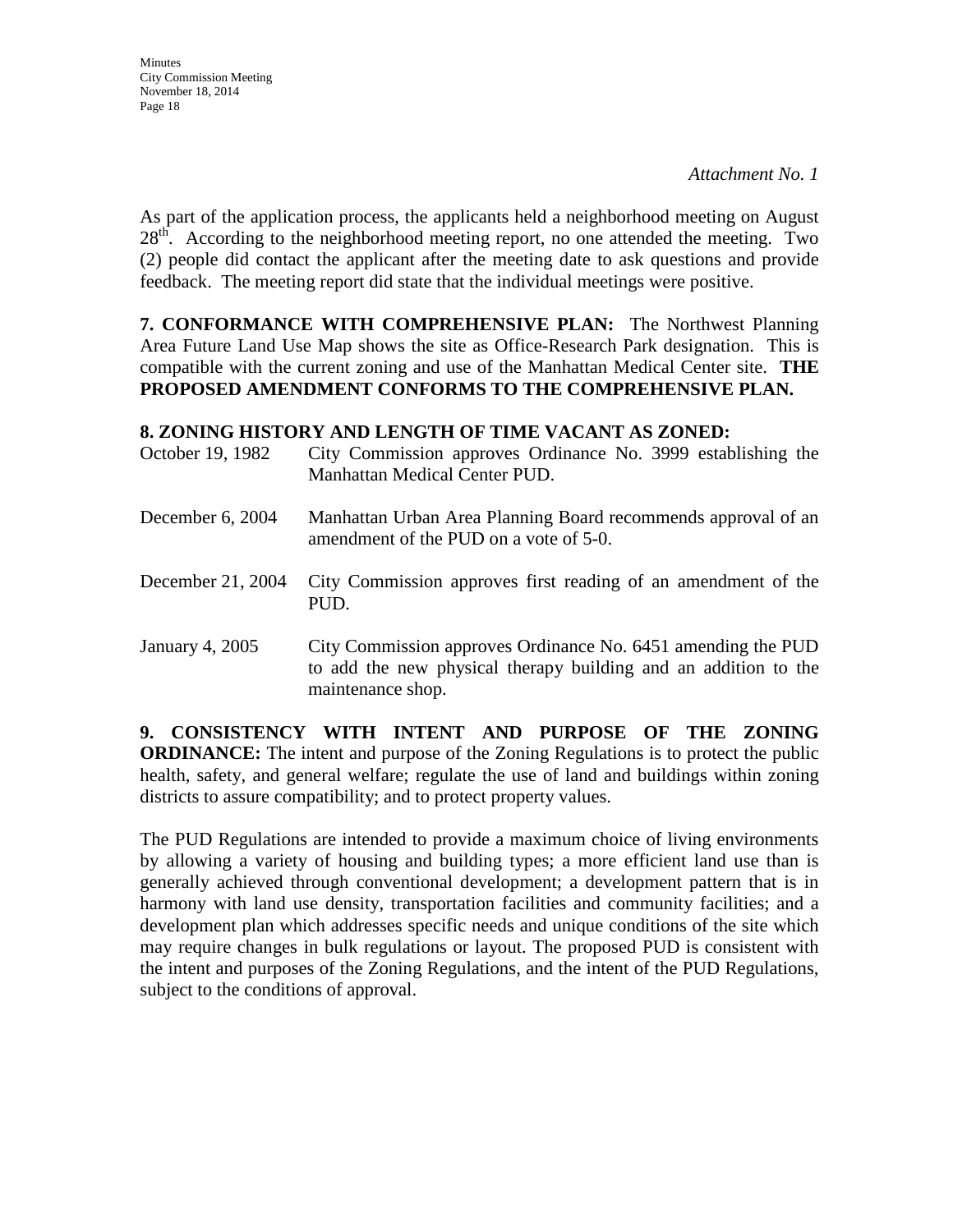*Attachment No. 1*

As part of the application process, the applicants held a neighborhood meeting on August 28th. According to the neighborhood meeting report, no one attended the meeting. Two (2) people did contact the applicant after the meeting date to ask questions and provide feedback. The meeting report did state that the individual meetings were positive.

**7. CONFORMANCE WITH COMPREHENSIVE PLAN:** The Northwest Planning Area Future Land Use Map shows the site as Office-Research Park designation. This is compatible with the current zoning and use of the Manhattan Medical Center site. **THE PROPOSED AMENDMENT CONFORMS TO THE COMPREHENSIVE PLAN.**

**8. ZONING HISTORY AND LENGTH OF TIME VACANT AS ZONED:**

| | |
|---|---|
| October 19, 1982 | City Commission approves Ordinance No. 3999 establishing the Manhattan Medical Center PUD. |
| December 6, 2004 | Manhattan Urban Area Planning Board recommends approval of an amendment of the PUD on a vote of 5-0. |
| December 21, 2004 | City Commission approves first reading of an amendment of the PUD. |
| January 4, 2005 | City Commission approves Ordinance No. 6451 amending the PUD to add the new physical therapy building and an addition to the maintenance shop. |

**9. CONSISTENCY WITH INTENT AND PURPOSE OF THE ZONING ORDINANCE:** The intent and purpose of the Zoning Regulations is to protect the public health, safety, and general welfare; regulate the use of land and buildings within zoning districts to assure compatibility; and to protect property values.

The PUD Regulations are intended to provide a maximum choice of living environments by allowing a variety of housing and building types; a more efficient land use than is generally achieved through conventional development; a development pattern that is in harmony with land use density, transportation facilities and community facilities; and a development plan which addresses specific needs and unique conditions of the site which may require changes in bulk regulations or layout. The proposed PUD is consistent with the intent and purposes of the Zoning Regulations, and the intent of the PUD Regulations, subject to the conditions of approval.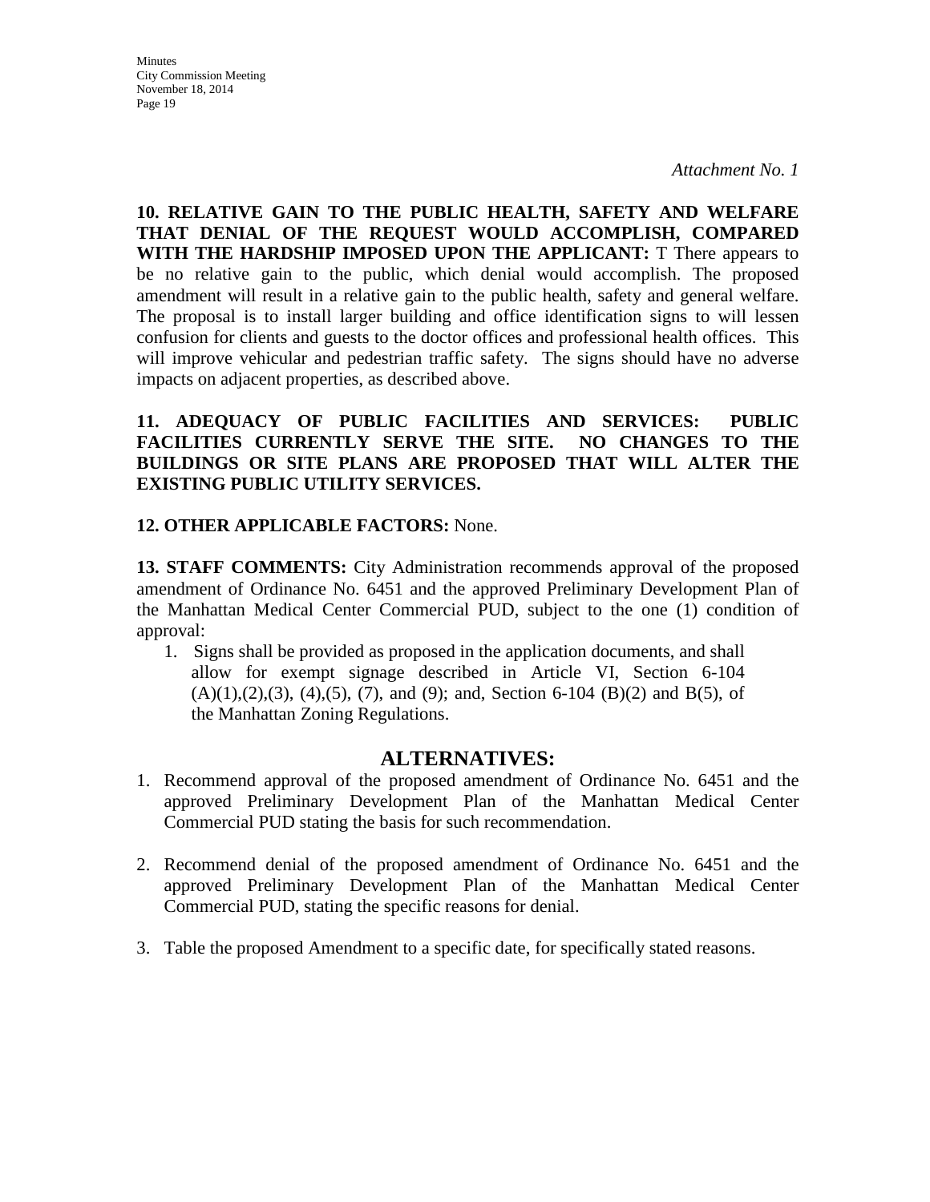*Attachment No. 1*

**10. RELATIVE GAIN TO THE PUBLIC HEALTH, SAFETY AND WELFARE THAT DENIAL OF THE REQUEST WOULD ACCOMPLISH, COMPARED WITH THE HARDSHIP IMPOSED UPON THE APPLICANT:** T There appears to be no relative gain to the public, which denial would accomplish. The proposed amendment will result in a relative gain to the public health, safety and general welfare. The proposal is to install larger building and office identification signs to will lessen confusion for clients and guests to the doctor offices and professional health offices. This will improve vehicular and pedestrian traffic safety. The signs should have no adverse impacts on adjacent properties, as described above.

**11. ADEQUACY OF PUBLIC FACILITIES AND SERVICES: PUBLIC FACILITIES CURRENTLY SERVE THE SITE. NO CHANGES TO THE BUILDINGS OR SITE PLANS ARE PROPOSED THAT WILL ALTER THE EXISTING PUBLIC UTILITY SERVICES.**

**12. OTHER APPLICABLE FACTORS:** None.

**13. STAFF COMMENTS:** City Administration recommends approval of the proposed amendment of Ordinance No. 6451 and the approved Preliminary Development Plan of the Manhattan Medical Center Commercial PUD, subject to the one (1) condition of approval:

1. Signs shall be provided as proposed in the application documents, and shall allow for exempt signage described in Article VI, Section 6-104 (A)(1),(2),(3), (4),(5), (7), and (9); and, Section 6-104 (B)(2) and B(5), of the Manhattan Zoning Regulations.

## ALTERNATIVES:

1. Recommend approval of the proposed amendment of Ordinance No. 6451 and the approved Preliminary Development Plan of the Manhattan Medical Center Commercial PUD stating the basis for such recommendation.

2. Recommend denial of the proposed amendment of Ordinance No. 6451 and the approved Preliminary Development Plan of the Manhattan Medical Center Commercial PUD, stating the specific reasons for denial.

3. Table the proposed Amendment to a specific date, for specifically stated reasons.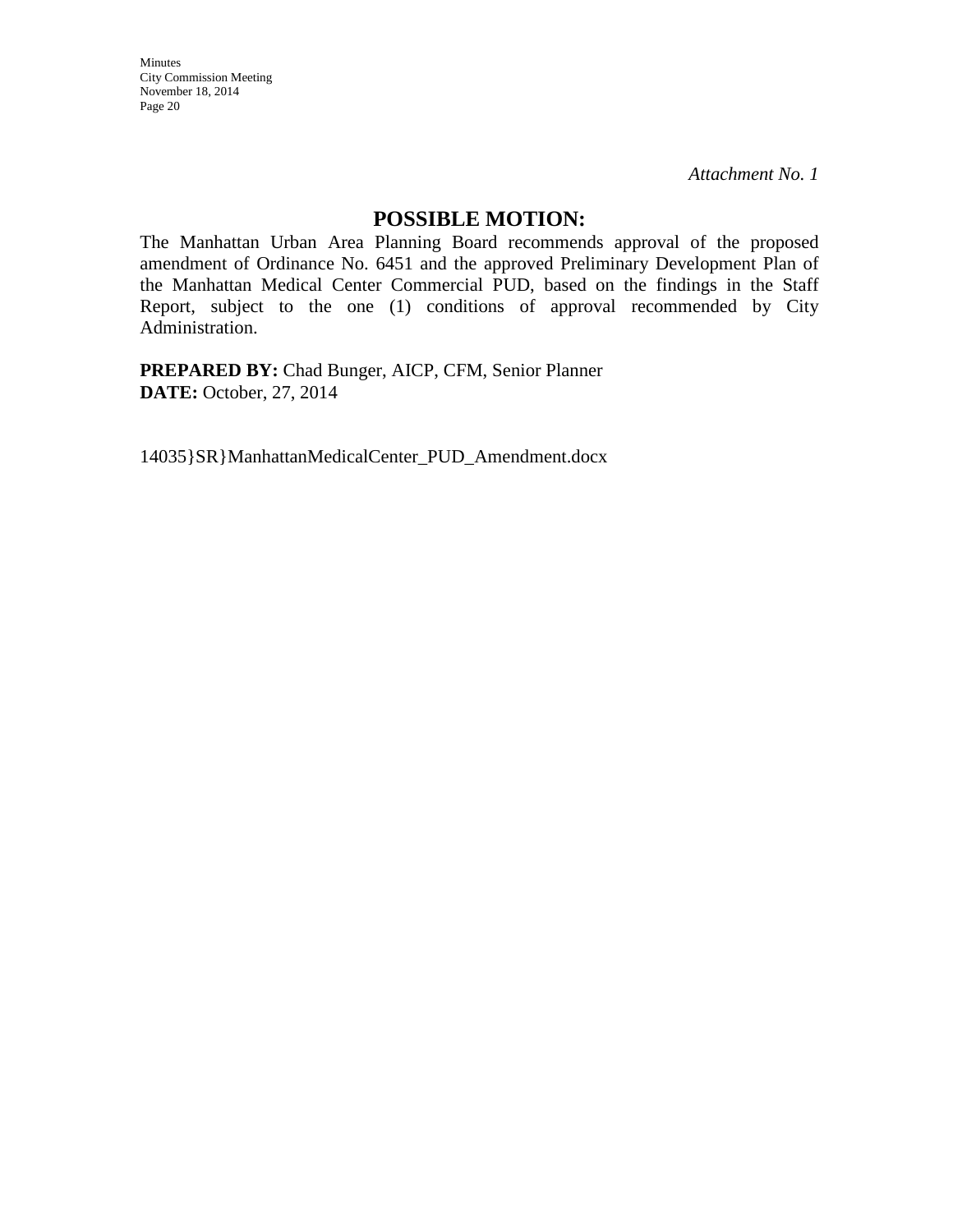*Attachment No. 1*

## POSSIBLE MOTION:

The Manhattan Urban Area Planning Board recommends approval of the proposed amendment of Ordinance No. 6451 and the approved Preliminary Development Plan of the Manhattan Medical Center Commercial PUD, based on the findings in the Staff Report, subject to the one (1) conditions of approval recommended by City Administration.

**PREPARED BY:** Chad Bunger, AICP, CFM, Senior Planner
**DATE:** October, 27, 2014

14035}SR}ManhattanMedicalCenter_PUD_Amendment.docx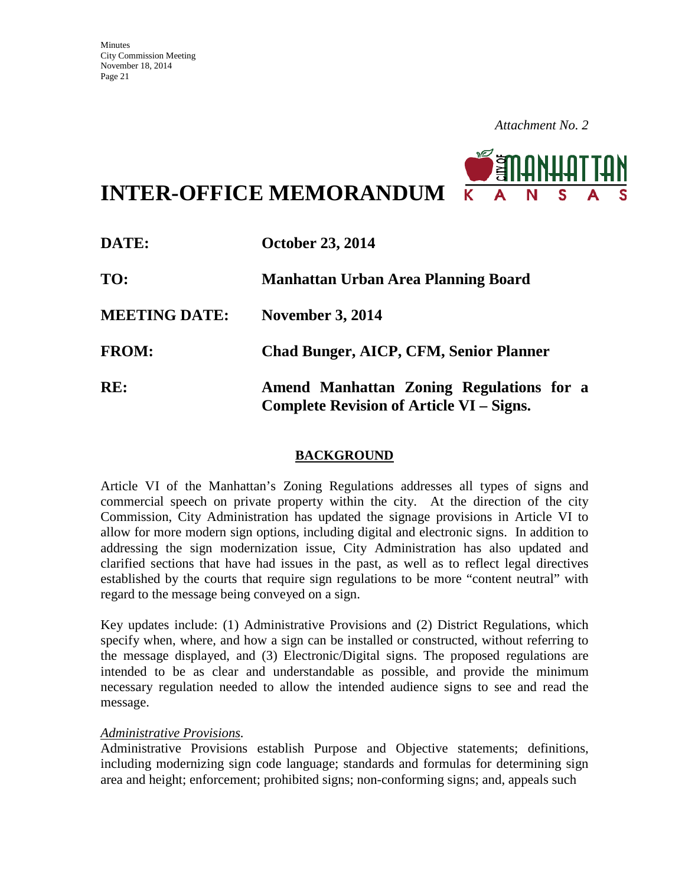*Attachment No. 2*

# INTER-OFFICE MEMORANDUM

| | |
|---|---|
| **DATE:** | **October 23, 2014** |
| **TO:** | **Manhattan Urban Area Planning Board** |
| **MEETING DATE:** | **November 3, 2014** |
| **FROM:** | **Chad Bunger, AICP, CFM, Senior Planner** |
| **RE:** | **Amend Manhattan Zoning Regulations for a Complete Revision of Article VI – Signs.** |

## BACKGROUND

Article VI of the Manhattan's Zoning Regulations addresses all types of signs and commercial speech on private property within the city. At the direction of the city Commission, City Administration has updated the signage provisions in Article VI to allow for more modern sign options, including digital and electronic signs. In addition to addressing the sign modernization issue, City Administration has also updated and clarified sections that have had issues in the past, as well as to reflect legal directives established by the courts that require sign regulations to be more "content neutral" with regard to the message being conveyed on a sign.

Key updates include: (1) Administrative Provisions and (2) District Regulations, which specify when, where, and how a sign can be installed or constructed, without referring to the message displayed, and (3) Electronic/Digital signs. The proposed regulations are intended to be as clear and understandable as possible, and provide the minimum necessary regulation needed to allow the intended audience signs to see and read the message.

*Administrative Provisions.*

Administrative Provisions establish Purpose and Objective statements; definitions, including modernizing sign code language; standards and formulas for determining sign area and height; enforcement; prohibited signs; non-conforming signs; and, appeals such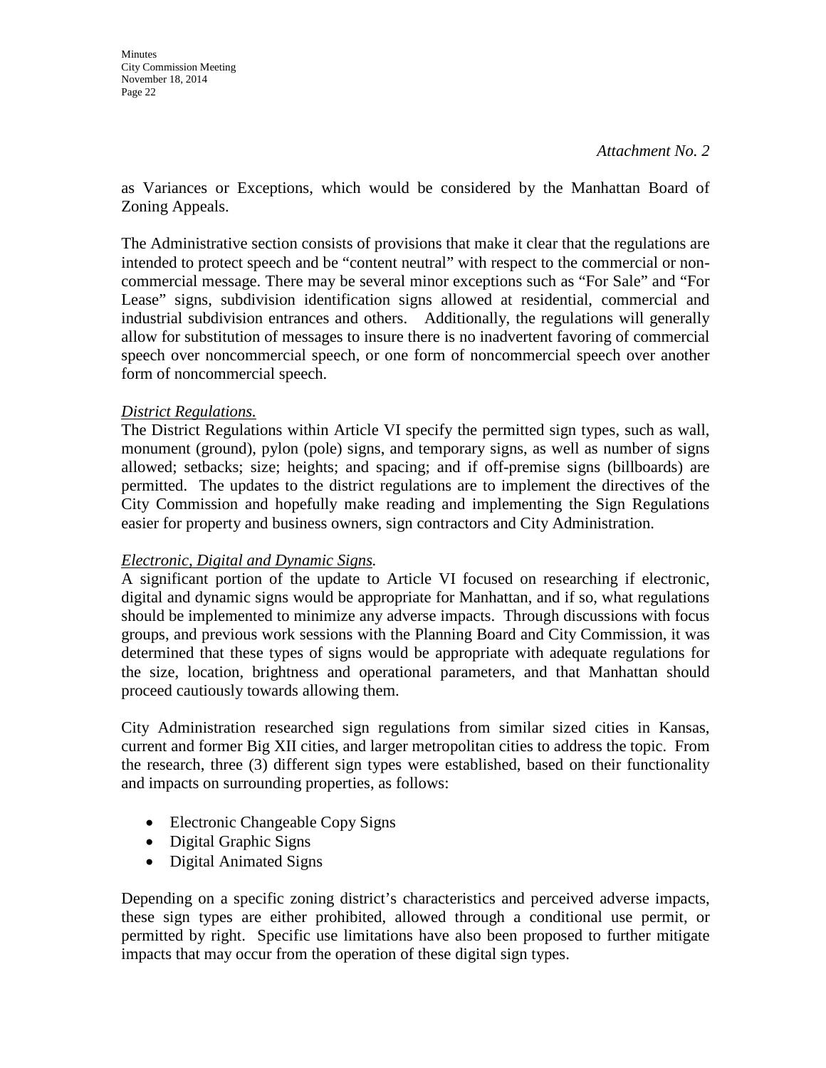*Attachment No. 2*

as Variances or Exceptions, which would be considered by the Manhattan Board of Zoning Appeals.

The Administrative section consists of provisions that make it clear that the regulations are intended to protect speech and be "content neutral" with respect to the commercial or non-commercial message. There may be several minor exceptions such as "For Sale" and "For Lease" signs, subdivision identification signs allowed at residential, commercial and industrial subdivision entrances and others. Additionally, the regulations will generally allow for substitution of messages to insure there is no inadvertent favoring of commercial speech over noncommercial speech, or one form of noncommercial speech over another form of noncommercial speech.

*District Regulations.*
The District Regulations within Article VI specify the permitted sign types, such as wall, monument (ground), pylon (pole) signs, and temporary signs, as well as number of signs allowed; setbacks; size; heights; and spacing; and if off-premise signs (billboards) are permitted. The updates to the district regulations are to implement the directives of the City Commission and hopefully make reading and implementing the Sign Regulations easier for property and business owners, sign contractors and City Administration.

*Electronic, Digital and Dynamic Signs.*
A significant portion of the update to Article VI focused on researching if electronic, digital and dynamic signs would be appropriate for Manhattan, and if so, what regulations should be implemented to minimize any adverse impacts. Through discussions with focus groups, and previous work sessions with the Planning Board and City Commission, it was determined that these types of signs would be appropriate with adequate regulations for the size, location, brightness and operational parameters, and that Manhattan should proceed cautiously towards allowing them.

City Administration researched sign regulations from similar sized cities in Kansas, current and former Big XII cities, and larger metropolitan cities to address the topic. From the research, three (3) different sign types were established, based on their functionality and impacts on surrounding properties, as follows:

- Electronic Changeable Copy Signs
- Digital Graphic Signs
- Digital Animated Signs

Depending on a specific zoning district's characteristics and perceived adverse impacts, these sign types are either prohibited, allowed through a conditional use permit, or permitted by right. Specific use limitations have also been proposed to further mitigate impacts that may occur from the operation of these digital sign types.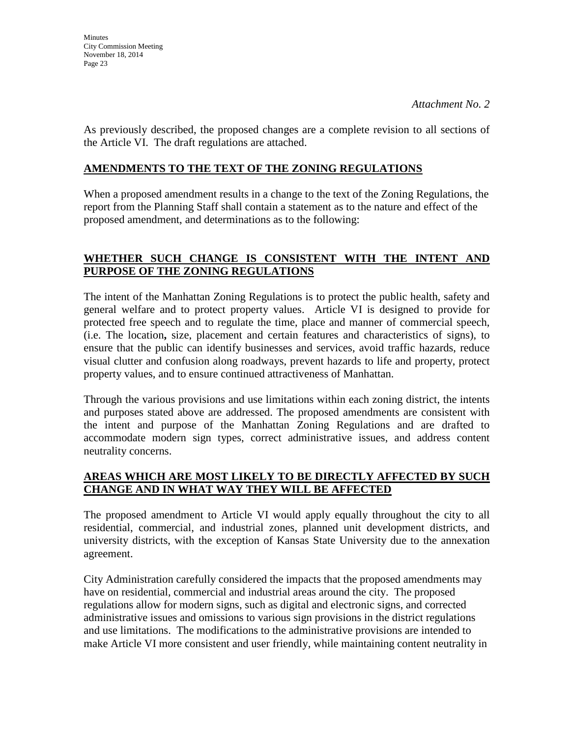*Attachment No. 2*

As previously described, the proposed changes are a complete revision to all sections of the Article VI. The draft regulations are attached.

## AMENDMENTS TO THE TEXT OF THE ZONING REGULATIONS

When a proposed amendment results in a change to the text of the Zoning Regulations, the report from the Planning Staff shall contain a statement as to the nature and effect of the proposed amendment, and determinations as to the following:

## WHETHER SUCH CHANGE IS CONSISTENT WITH THE INTENT AND PURPOSE OF THE ZONING REGULATIONS

The intent of the Manhattan Zoning Regulations is to protect the public health, safety and general welfare and to protect property values. Article VI is designed to provide for protected free speech and to regulate the time, place and manner of commercial speech, (i.e. The location**,** size, placement and certain features and characteristics of signs), to ensure that the public can identify businesses and services, avoid traffic hazards, reduce visual clutter and confusion along roadways, prevent hazards to life and property, protect property values, and to ensure continued attractiveness of Manhattan.

Through the various provisions and use limitations within each zoning district, the intents and purposes stated above are addressed. The proposed amendments are consistent with the intent and purpose of the Manhattan Zoning Regulations and are drafted to accommodate modern sign types, correct administrative issues, and address content neutrality concerns.

## AREAS WHICH ARE MOST LIKELY TO BE DIRECTLY AFFECTED BY SUCH CHANGE AND IN WHAT WAY THEY WILL BE AFFECTED

The proposed amendment to Article VI would apply equally throughout the city to all residential, commercial, and industrial zones, planned unit development districts, and university districts, with the exception of Kansas State University due to the annexation agreement.

City Administration carefully considered the impacts that the proposed amendments may have on residential, commercial and industrial areas around the city. The proposed regulations allow for modern signs, such as digital and electronic signs, and corrected administrative issues and omissions to various sign provisions in the district regulations and use limitations. The modifications to the administrative provisions are intended to make Article VI more consistent and user friendly, while maintaining content neutrality in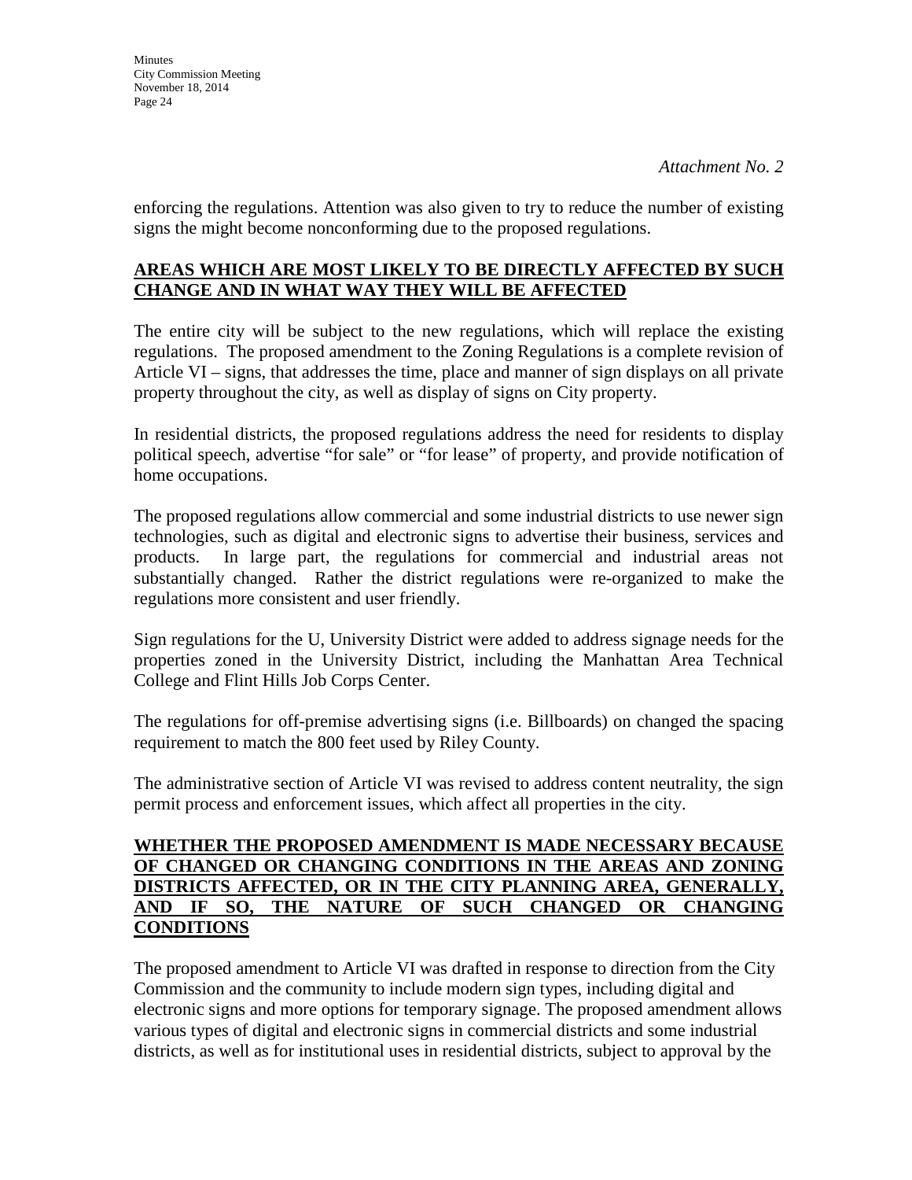*Attachment No. 2*

enforcing the regulations. Attention was also given to try to reduce the number of existing signs the might become nonconforming due to the proposed regulations.

**AREAS WHICH ARE MOST LIKELY TO BE DIRECTLY AFFECTED BY SUCH CHANGE AND IN WHAT WAY THEY WILL BE AFFECTED**

The entire city will be subject to the new regulations, which will replace the existing regulations. The proposed amendment to the Zoning Regulations is a complete revision of Article VI – signs, that addresses the time, place and manner of sign displays on all private property throughout the city, as well as display of signs on City property.

In residential districts, the proposed regulations address the need for residents to display political speech, advertise "for sale" or "for lease" of property, and provide notification of home occupations.

The proposed regulations allow commercial and some industrial districts to use newer sign technologies, such as digital and electronic signs to advertise their business, services and products. In large part, the regulations for commercial and industrial areas not substantially changed. Rather the district regulations were re-organized to make the regulations more consistent and user friendly.

Sign regulations for the U, University District were added to address signage needs for the properties zoned in the University District, including the Manhattan Area Technical College and Flint Hills Job Corps Center.

The regulations for off-premise advertising signs (i.e. Billboards) on changed the spacing requirement to match the 800 feet used by Riley County.

The administrative section of Article VI was revised to address content neutrality, the sign permit process and enforcement issues, which affect all properties in the city.

**WHETHER THE PROPOSED AMENDMENT IS MADE NECESSARY BECAUSE OF CHANGED OR CHANGING CONDITIONS IN THE AREAS AND ZONING DISTRICTS AFFECTED, OR IN THE CITY PLANNING AREA, GENERALLY, AND IF SO, THE NATURE OF SUCH CHANGED OR CHANGING CONDITIONS**

The proposed amendment to Article VI was drafted in response to direction from the City Commission and the community to include modern sign types, including digital and electronic signs and more options for temporary signage. The proposed amendment allows various types of digital and electronic signs in commercial districts and some industrial districts, as well as for institutional uses in residential districts, subject to approval by the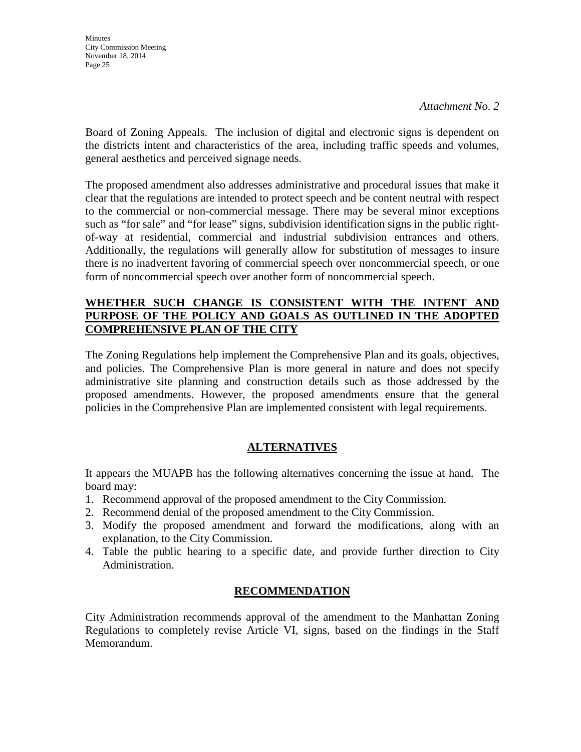*Attachment No. 2*

Board of Zoning Appeals. The inclusion of digital and electronic signs is dependent on the districts intent and characteristics of the area, including traffic speeds and volumes, general aesthetics and perceived signage needs.

The proposed amendment also addresses administrative and procedural issues that make it clear that the regulations are intended to protect speech and be content neutral with respect to the commercial or non-commercial message. There may be several minor exceptions such as "for sale" and "for lease" signs, subdivision identification signs in the public right-of-way at residential, commercial and industrial subdivision entrances and others. Additionally, the regulations will generally allow for substitution of messages to insure there is no inadvertent favoring of commercial speech over noncommercial speech, or one form of noncommercial speech over another form of noncommercial speech.

**WHETHER SUCH CHANGE IS CONSISTENT WITH THE INTENT AND PURPOSE OF THE POLICY AND GOALS AS OUTLINED IN THE ADOPTED COMPREHENSIVE PLAN OF THE CITY**

The Zoning Regulations help implement the Comprehensive Plan and its goals, objectives, and policies. The Comprehensive Plan is more general in nature and does not specify administrative site planning and construction details such as those addressed by the proposed amendments. However, the proposed amendments ensure that the general policies in the Comprehensive Plan are implemented consistent with legal requirements.

## ALTERNATIVES

It appears the MUAPB has the following alternatives concerning the issue at hand. The board may:

1. Recommend approval of the proposed amendment to the City Commission.
2. Recommend denial of the proposed amendment to the City Commission.
3. Modify the proposed amendment and forward the modifications, along with an explanation, to the City Commission.
4. Table the public hearing to a specific date, and provide further direction to City Administration.

## RECOMMENDATION

City Administration recommends approval of the amendment to the Manhattan Zoning Regulations to completely revise Article VI, signs, based on the findings in the Staff Memorandum.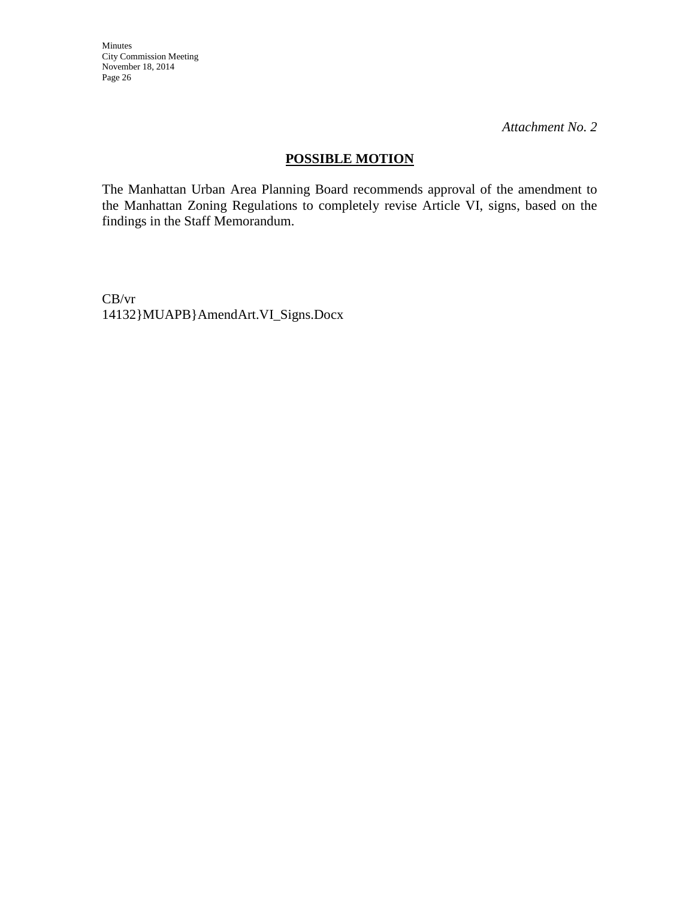*Attachment No. 2*

## POSSIBLE MOTION

The Manhattan Urban Area Planning Board recommends approval of the amendment to the Manhattan Zoning Regulations to completely revise Article VI, signs, based on the findings in the Staff Memorandum.

CB/vr
14132}MUAPB}AmendArt.VI_Signs.Docx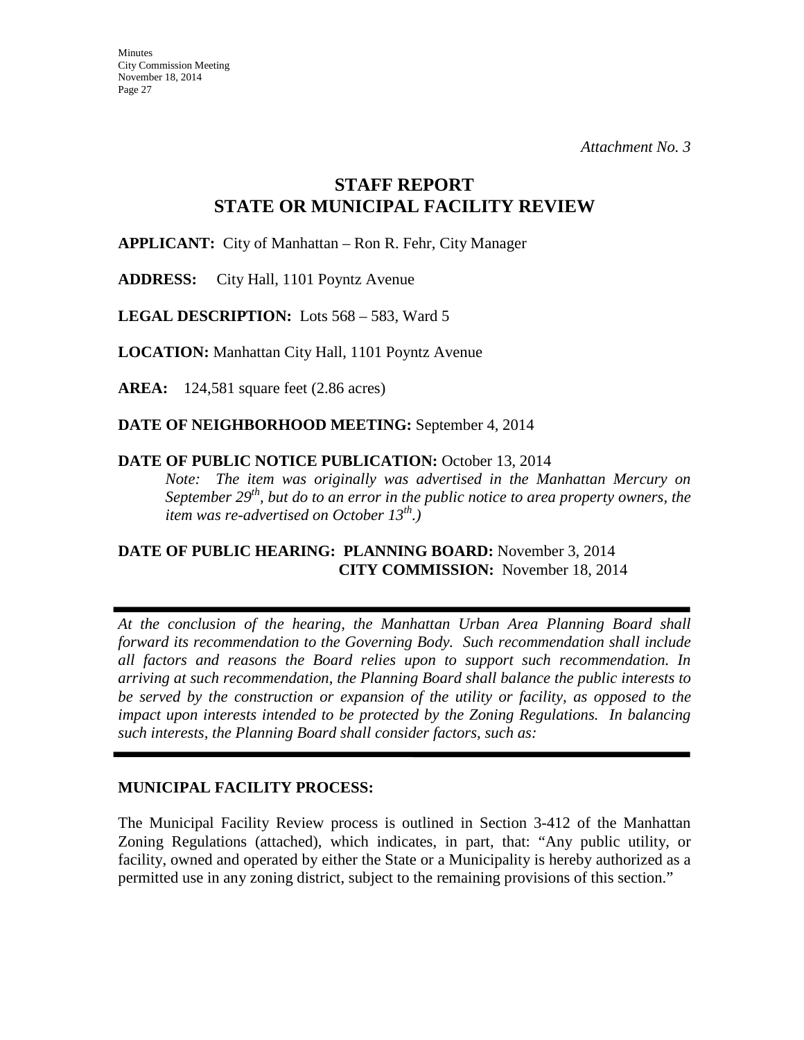*Attachment No. 3*

# STAFF REPORT
# STATE OR MUNICIPAL FACILITY REVIEW

**APPLICANT:** City of Manhattan – Ron R. Fehr, City Manager

**ADDRESS:** City Hall, 1101 Poyntz Avenue

**LEGAL DESCRIPTION:** Lots 568 – 583, Ward 5

**LOCATION:** Manhattan City Hall, 1101 Poyntz Avenue

**AREA:** 124,581 square feet (2.86 acres)

**DATE OF NEIGHBORHOOD MEETING:** September 4, 2014

**DATE OF PUBLIC NOTICE PUBLICATION:** October 13, 2014

*Note: The item was originally was advertised in the Manhattan Mercury on September 29th, but do to an error in the public notice to area property owners, the item was re-advertised on October 13th.)*

**DATE OF PUBLIC HEARING: PLANNING BOARD:** November 3, 2014
**CITY COMMISSION:** November 18, 2014

---

*At the conclusion of the hearing, the Manhattan Urban Area Planning Board shall forward its recommendation to the Governing Body. Such recommendation shall include all factors and reasons the Board relies upon to support such recommendation. In arriving at such recommendation, the Planning Board shall balance the public interests to be served by the construction or expansion of the utility or facility, as opposed to the impact upon interests intended to be protected by the Zoning Regulations. In balancing such interests, the Planning Board shall consider factors, such as:*

---

### MUNICIPAL FACILITY PROCESS:

The Municipal Facility Review process is outlined in Section 3-412 of the Manhattan Zoning Regulations (attached), which indicates, in part, that: "Any public utility, or facility, owned and operated by either the State or a Municipality is hereby authorized as a permitted use in any zoning district, subject to the remaining provisions of this section."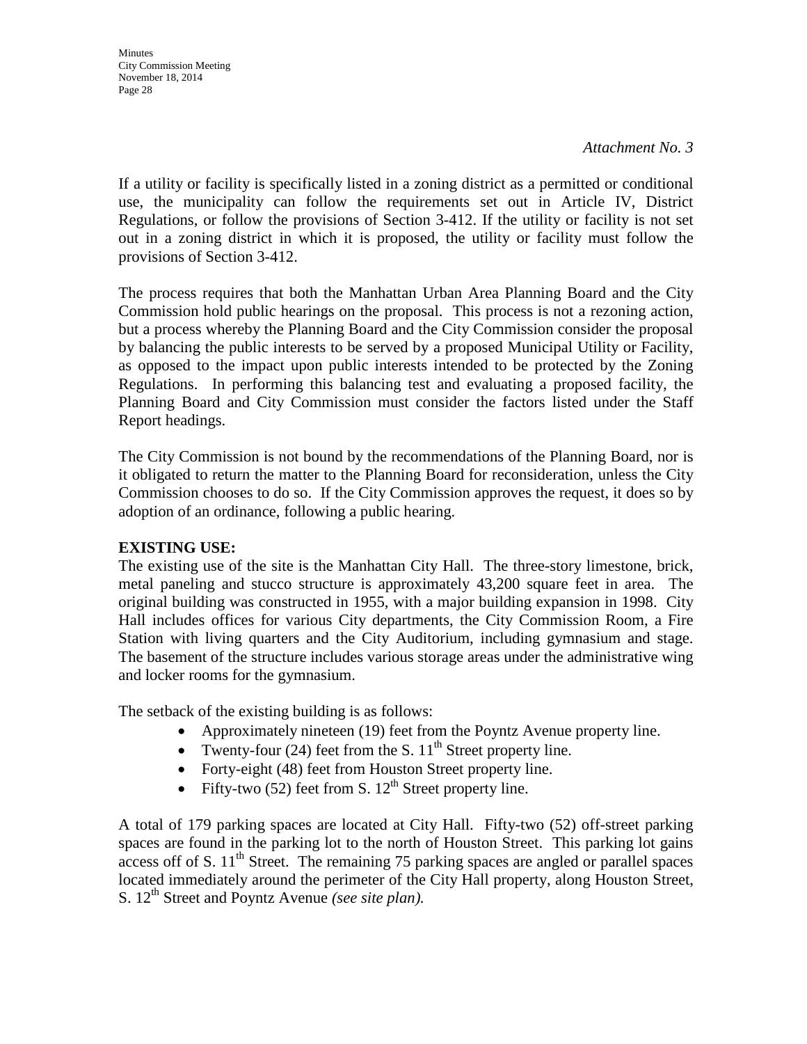*Attachment No. 3*

If a utility or facility is specifically listed in a zoning district as a permitted or conditional use, the municipality can follow the requirements set out in Article IV, District Regulations, or follow the provisions of Section 3-412. If the utility or facility is not set out in a zoning district in which it is proposed, the utility or facility must follow the provisions of Section 3-412.

The process requires that both the Manhattan Urban Area Planning Board and the City Commission hold public hearings on the proposal. This process is not a rezoning action, but a process whereby the Planning Board and the City Commission consider the proposal by balancing the public interests to be served by a proposed Municipal Utility or Facility, as opposed to the impact upon public interests intended to be protected by the Zoning Regulations. In performing this balancing test and evaluating a proposed facility, the Planning Board and City Commission must consider the factors listed under the Staff Report headings.

The City Commission is not bound by the recommendations of the Planning Board, nor is it obligated to return the matter to the Planning Board for reconsideration, unless the City Commission chooses to do so. If the City Commission approves the request, it does so by adoption of an ordinance, following a public hearing.

**EXISTING USE:**

The existing use of the site is the Manhattan City Hall. The three-story limestone, brick, metal paneling and stucco structure is approximately 43,200 square feet in area. The original building was constructed in 1955, with a major building expansion in 1998. City Hall includes offices for various City departments, the City Commission Room, a Fire Station with living quarters and the City Auditorium, including gymnasium and stage. The basement of the structure includes various storage areas under the administrative wing and locker rooms for the gymnasium.

The setback of the existing building is as follows:

- Approximately nineteen (19) feet from the Poyntz Avenue property line.
- Twenty-four (24) feet from the S. 11th Street property line.
- Forty-eight (48) feet from Houston Street property line.
- Fifty-two (52) feet from S. 12th Street property line.

A total of 179 parking spaces are located at City Hall. Fifty-two (52) off-street parking spaces are found in the parking lot to the north of Houston Street. This parking lot gains access off of S. 11th Street. The remaining 75 parking spaces are angled or parallel spaces located immediately around the perimeter of the City Hall property, along Houston Street, S. 12th Street and Poyntz Avenue *(see site plan).*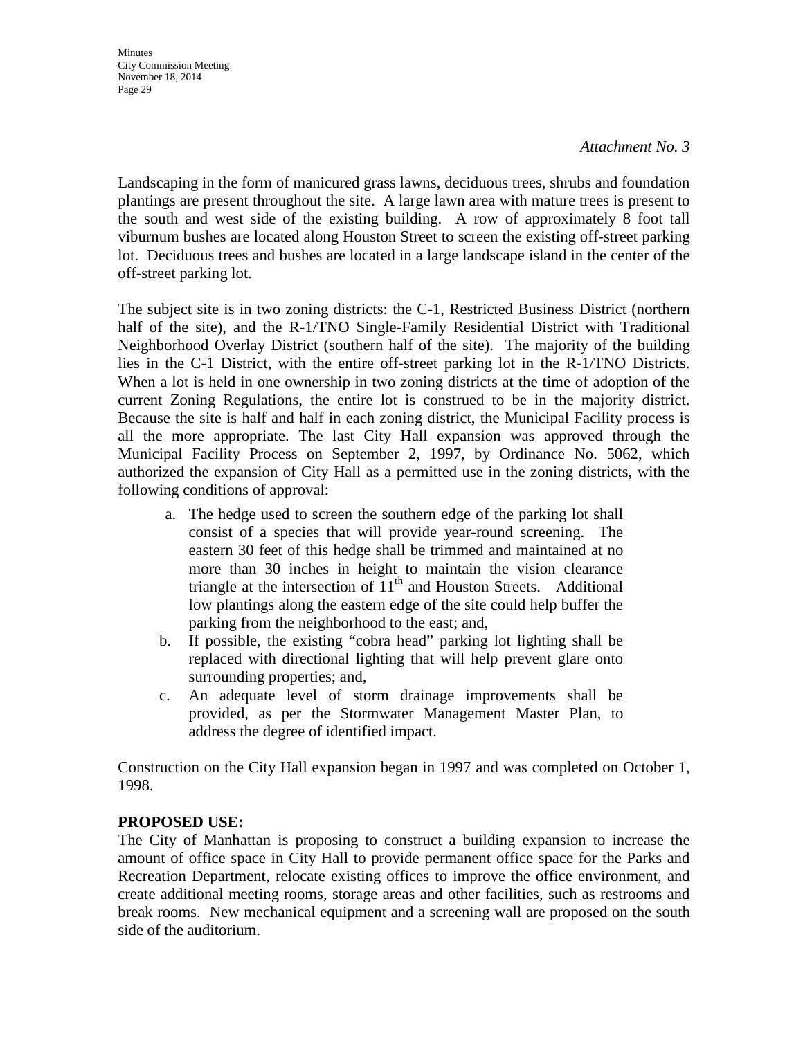*Attachment No. 3*

Landscaping in the form of manicured grass lawns, deciduous trees, shrubs and foundation plantings are present throughout the site. A large lawn area with mature trees is present to the south and west side of the existing building. A row of approximately 8 foot tall viburnum bushes are located along Houston Street to screen the existing off-street parking lot. Deciduous trees and bushes are located in a large landscape island in the center of the off-street parking lot.

The subject site is in two zoning districts: the C-1, Restricted Business District (northern half of the site), and the R-1/TNO Single-Family Residential District with Traditional Neighborhood Overlay District (southern half of the site). The majority of the building lies in the C-1 District, with the entire off-street parking lot in the R-1/TNO Districts. When a lot is held in one ownership in two zoning districts at the time of adoption of the current Zoning Regulations, the entire lot is construed to be in the majority district. Because the site is half and half in each zoning district, the Municipal Facility process is all the more appropriate. The last City Hall expansion was approved through the Municipal Facility Process on September 2, 1997, by Ordinance No. 5062, which authorized the expansion of City Hall as a permitted use in the zoning districts, with the following conditions of approval:

a. The hedge used to screen the southern edge of the parking lot shall consist of a species that will provide year-round screening. The eastern 30 feet of this hedge shall be trimmed and maintained at no more than 30 inches in height to maintain the vision clearance triangle at the intersection of 11th and Houston Streets. Additional low plantings along the eastern edge of the site could help buffer the parking from the neighborhood to the east; and,
b. If possible, the existing "cobra head" parking lot lighting shall be replaced with directional lighting that will help prevent glare onto surrounding properties; and,
c. An adequate level of storm drainage improvements shall be provided, as per the Stormwater Management Master Plan, to address the degree of identified impact.

Construction on the City Hall expansion began in 1997 and was completed on October 1, 1998.

**PROPOSED USE:**
The City of Manhattan is proposing to construct a building expansion to increase the amount of office space in City Hall to provide permanent office space for the Parks and Recreation Department, relocate existing offices to improve the office environment, and create additional meeting rooms, storage areas and other facilities, such as restrooms and break rooms. New mechanical equipment and a screening wall are proposed on the south side of the auditorium.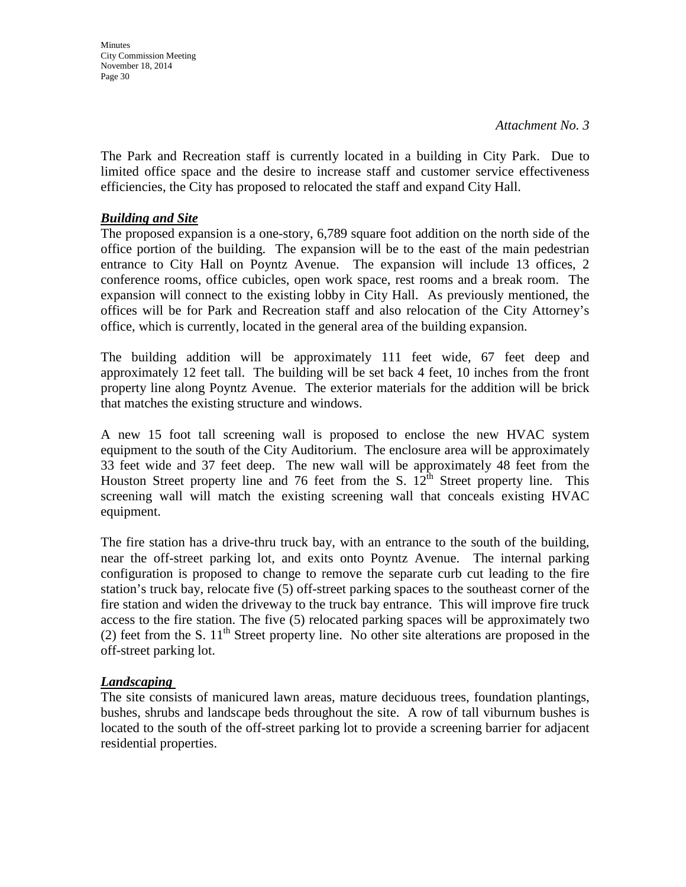*Attachment No. 3*

The Park and Recreation staff is currently located in a building in City Park. Due to limited office space and the desire to increase staff and customer service effectiveness efficiencies, the City has proposed to relocated the staff and expand City Hall.

***Building and Site***

The proposed expansion is a one-story, 6,789 square foot addition on the north side of the office portion of the building. The expansion will be to the east of the main pedestrian entrance to City Hall on Poyntz Avenue. The expansion will include 13 offices, 2 conference rooms, office cubicles, open work space, rest rooms and a break room. The expansion will connect to the existing lobby in City Hall. As previously mentioned, the offices will be for Park and Recreation staff and also relocation of the City Attorney's office, which is currently, located in the general area of the building expansion.

The building addition will be approximately 111 feet wide, 67 feet deep and approximately 12 feet tall. The building will be set back 4 feet, 10 inches from the front property line along Poyntz Avenue. The exterior materials for the addition will be brick that matches the existing structure and windows.

A new 15 foot tall screening wall is proposed to enclose the new HVAC system equipment to the south of the City Auditorium. The enclosure area will be approximately 33 feet wide and 37 feet deep. The new wall will be approximately 48 feet from the Houston Street property line and 76 feet from the S. 12th Street property line. This screening wall will match the existing screening wall that conceals existing HVAC equipment.

The fire station has a drive-thru truck bay, with an entrance to the south of the building, near the off-street parking lot, and exits onto Poyntz Avenue. The internal parking configuration is proposed to change to remove the separate curb cut leading to the fire station's truck bay, relocate five (5) off-street parking spaces to the southeast corner of the fire station and widen the driveway to the truck bay entrance. This will improve fire truck access to the fire station. The five (5) relocated parking spaces will be approximately two (2) feet from the S. 11th Street property line. No other site alterations are proposed in the off-street parking lot.

***Landscaping***

The site consists of manicured lawn areas, mature deciduous trees, foundation plantings, bushes, shrubs and landscape beds throughout the site. A row of tall viburnum bushes is located to the south of the off-street parking lot to provide a screening barrier for adjacent residential properties.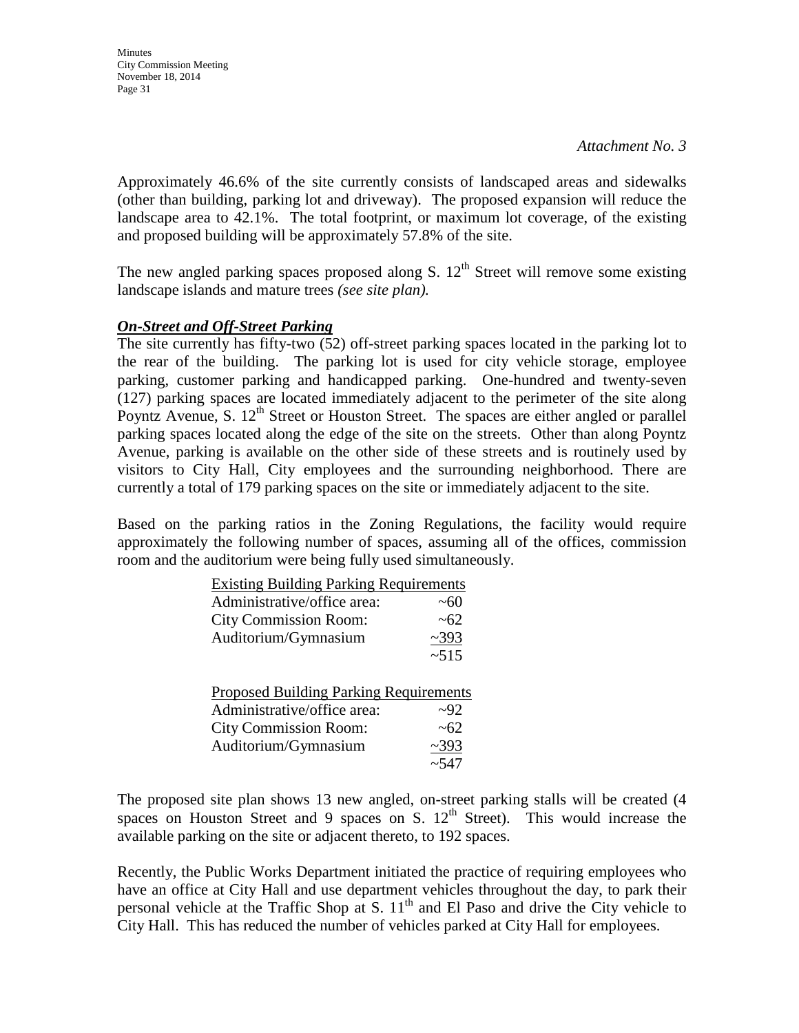*Attachment No. 3*

Approximately 46.6% of the site currently consists of landscaped areas and sidewalks (other than building, parking lot and driveway). The proposed expansion will reduce the landscape area to 42.1%. The total footprint, or maximum lot coverage, of the existing and proposed building will be approximately 57.8% of the site.

The new angled parking spaces proposed along S. 12th Street will remove some existing landscape islands and mature trees *(see site plan).*

***On-Street and Off-Street Parking***

The site currently has fifty-two (52) off-street parking spaces located in the parking lot to the rear of the building. The parking lot is used for city vehicle storage, employee parking, customer parking and handicapped parking. One-hundred and twenty-seven (127) parking spaces are located immediately adjacent to the perimeter of the site along Poyntz Avenue, S. 12th Street or Houston Street. The spaces are either angled or parallel parking spaces located along the edge of the site on the streets. Other than along Poyntz Avenue, parking is available on the other side of these streets and is routinely used by visitors to City Hall, City employees and the surrounding neighborhood. There are currently a total of 179 parking spaces on the site or immediately adjacent to the site.

Based on the parking ratios in the Zoning Regulations, the facility would require approximately the following number of spaces, assuming all of the offices, commission room and the auditorium were being fully used simultaneously.

| Existing Building Parking Requirements | |
|---|---|
| Administrative/office area: | ~60 |
| City Commission Room: | ~62 |
| Auditorium/Gymnasium | ~393 |
| | ~515 |

| Proposed Building Parking Requirements | |
|---|---|
| Administrative/office area: | ~92 |
| City Commission Room: | ~62 |
| Auditorium/Gymnasium | ~393 |
| | ~547 |

The proposed site plan shows 13 new angled, on-street parking stalls will be created (4 spaces on Houston Street and 9 spaces on S. 12th Street). This would increase the available parking on the site or adjacent thereto, to 192 spaces.

Recently, the Public Works Department initiated the practice of requiring employees who have an office at City Hall and use department vehicles throughout the day, to park their personal vehicle at the Traffic Shop at S. 11th and El Paso and drive the City vehicle to City Hall. This has reduced the number of vehicles parked at City Hall for employees.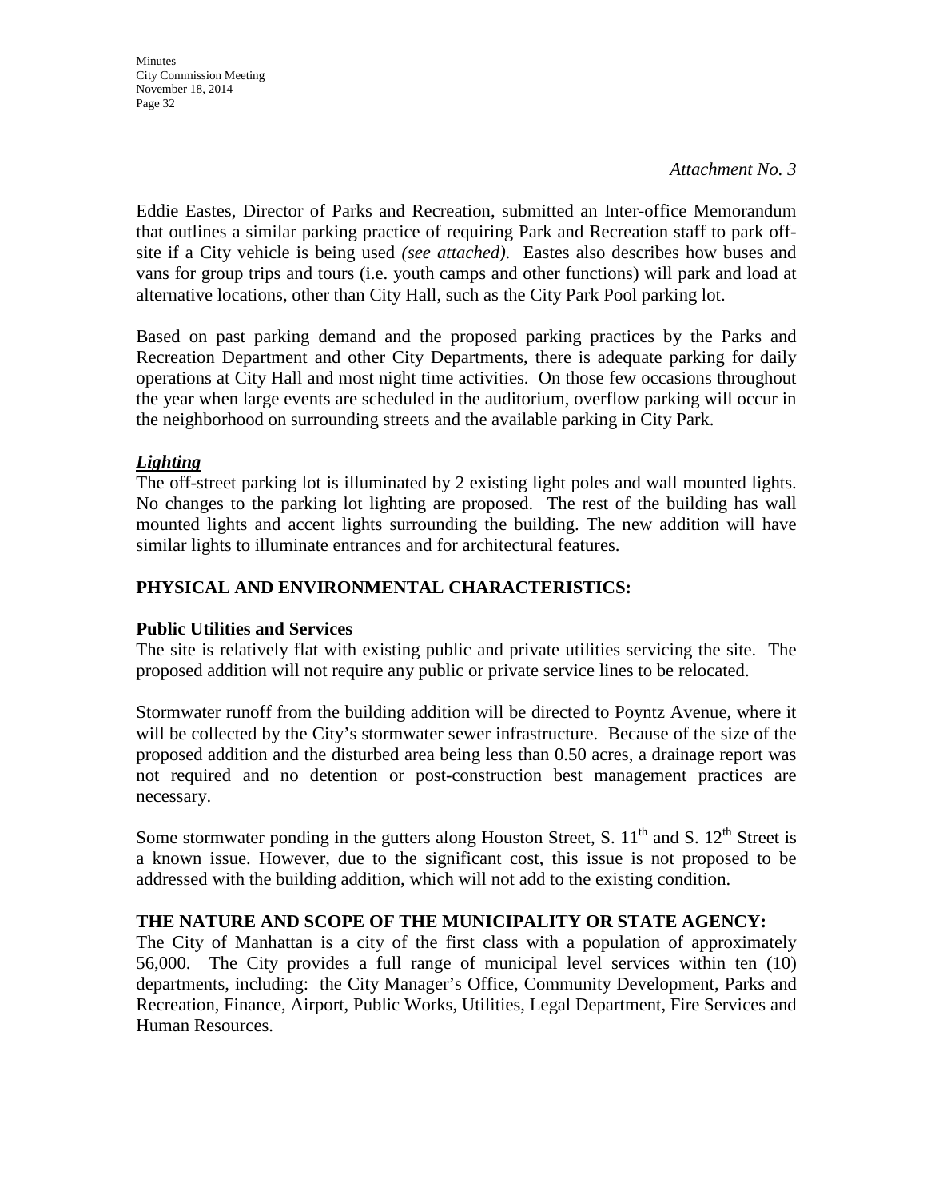*Attachment No. 3*

Eddie Eastes, Director of Parks and Recreation, submitted an Inter-office Memorandum that outlines a similar parking practice of requiring Park and Recreation staff to park off-site if a City vehicle is being used *(see attached)*. Eastes also describes how buses and vans for group trips and tours (i.e. youth camps and other functions) will park and load at alternative locations, other than City Hall, such as the City Park Pool parking lot.

Based on past parking demand and the proposed parking practices by the Parks and Recreation Department and other City Departments, there is adequate parking for daily operations at City Hall and most night time activities. On those few occasions throughout the year when large events are scheduled in the auditorium, overflow parking will occur in the neighborhood on surrounding streets and the available parking in City Park.

***Lighting***

The off-street parking lot is illuminated by 2 existing light poles and wall mounted lights. No changes to the parking lot lighting are proposed. The rest of the building has wall mounted lights and accent lights surrounding the building. The new addition will have similar lights to illuminate entrances and for architectural features.

**PHYSICAL AND ENVIRONMENTAL CHARACTERISTICS:**

**Public Utilities and Services**

The site is relatively flat with existing public and private utilities servicing the site. The proposed addition will not require any public or private service lines to be relocated.

Stormwater runoff from the building addition will be directed to Poyntz Avenue, where it will be collected by the City's stormwater sewer infrastructure. Because of the size of the proposed addition and the disturbed area being less than 0.50 acres, a drainage report was not required and no detention or post-construction best management practices are necessary.

Some stormwater ponding in the gutters along Houston Street, S. 11th and S. 12th Street is a known issue. However, due to the significant cost, this issue is not proposed to be addressed with the building addition, which will not add to the existing condition.

**THE NATURE AND SCOPE OF THE MUNICIPALITY OR STATE AGENCY:**

The City of Manhattan is a city of the first class with a population of approximately 56,000. The City provides a full range of municipal level services within ten (10) departments, including: the City Manager's Office, Community Development, Parks and Recreation, Finance, Airport, Public Works, Utilities, Legal Department, Fire Services and Human Resources.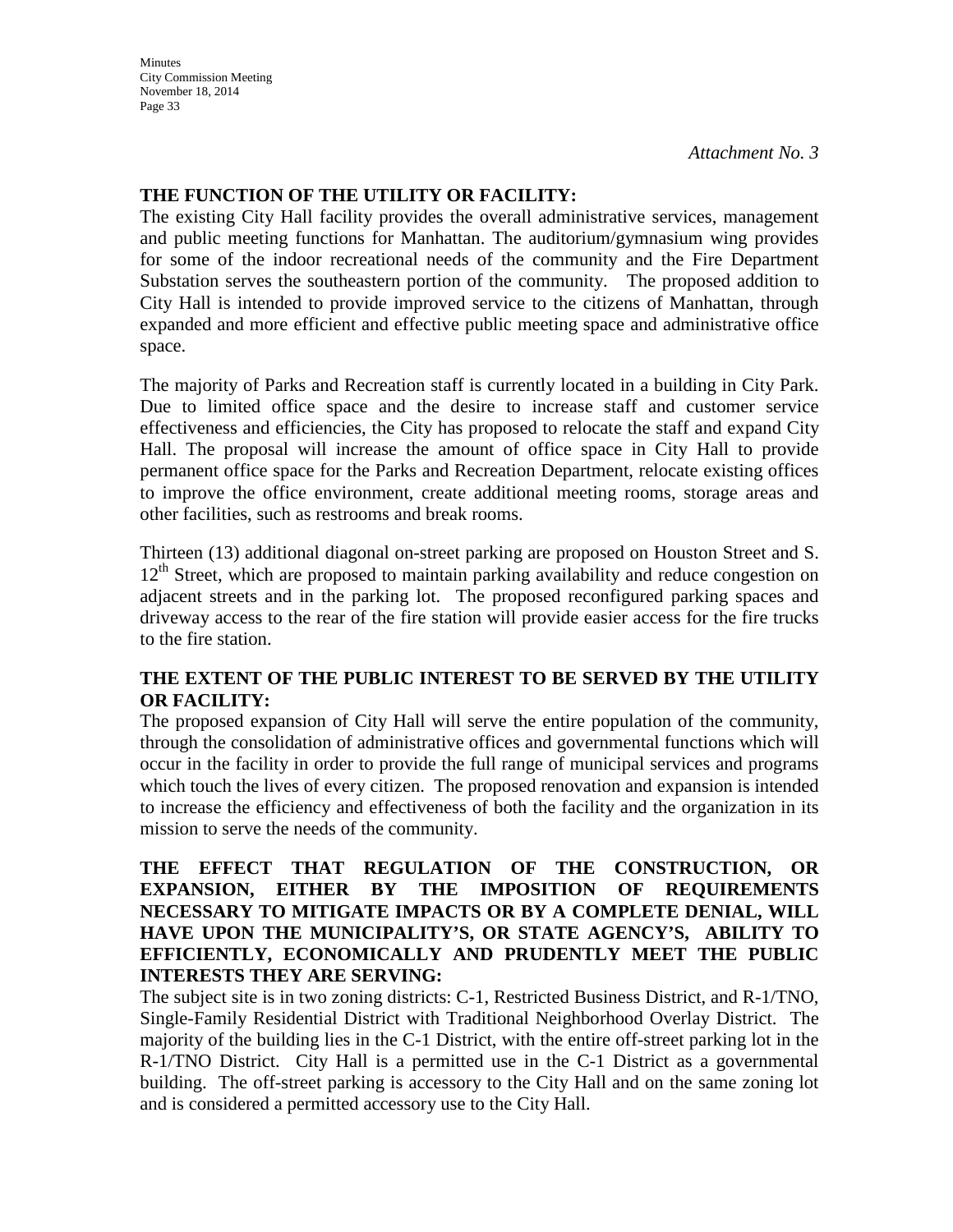*Attachment No. 3*

**THE FUNCTION OF THE UTILITY OR FACILITY:**

The existing City Hall facility provides the overall administrative services, management and public meeting functions for Manhattan. The auditorium/gymnasium wing provides for some of the indoor recreational needs of the community and the Fire Department Substation serves the southeastern portion of the community. The proposed addition to City Hall is intended to provide improved service to the citizens of Manhattan, through expanded and more efficient and effective public meeting space and administrative office space.

The majority of Parks and Recreation staff is currently located in a building in City Park. Due to limited office space and the desire to increase staff and customer service effectiveness and efficiencies, the City has proposed to relocate the staff and expand City Hall. The proposal will increase the amount of office space in City Hall to provide permanent office space for the Parks and Recreation Department, relocate existing offices to improve the office environment, create additional meeting rooms, storage areas and other facilities, such as restrooms and break rooms.

Thirteen (13) additional diagonal on-street parking are proposed on Houston Street and S. 12th Street, which are proposed to maintain parking availability and reduce congestion on adjacent streets and in the parking lot. The proposed reconfigured parking spaces and driveway access to the rear of the fire station will provide easier access for the fire trucks to the fire station.

**THE EXTENT OF THE PUBLIC INTEREST TO BE SERVED BY THE UTILITY OR FACILITY:**

The proposed expansion of City Hall will serve the entire population of the community, through the consolidation of administrative offices and governmental functions which will occur in the facility in order to provide the full range of municipal services and programs which touch the lives of every citizen. The proposed renovation and expansion is intended to increase the efficiency and effectiveness of both the facility and the organization in its mission to serve the needs of the community.

**THE EFFECT THAT REGULATION OF THE CONSTRUCTION, OR EXPANSION, EITHER BY THE IMPOSITION OF REQUIREMENTS NECESSARY TO MITIGATE IMPACTS OR BY A COMPLETE DENIAL, WILL HAVE UPON THE MUNICIPALITY'S, OR STATE AGENCY'S, ABILITY TO EFFICIENTLY, ECONOMICALLY AND PRUDENTLY MEET THE PUBLIC INTERESTS THEY ARE SERVING:**

The subject site is in two zoning districts: C-1, Restricted Business District, and R-1/TNO, Single-Family Residential District with Traditional Neighborhood Overlay District. The majority of the building lies in the C-1 District, with the entire off-street parking lot in the R-1/TNO District. City Hall is a permitted use in the C-1 District as a governmental building. The off-street parking is accessory to the City Hall and on the same zoning lot and is considered a permitted accessory use to the City Hall.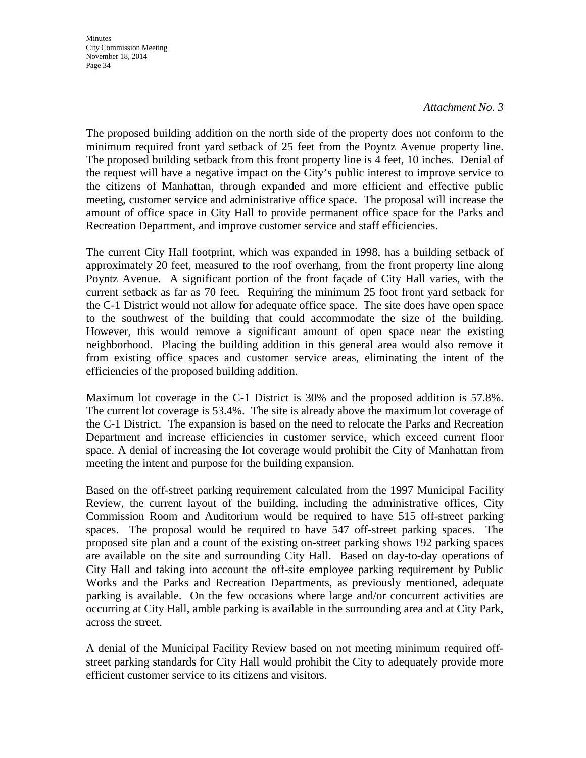*Attachment No. 3*

The proposed building addition on the north side of the property does not conform to the minimum required front yard setback of 25 feet from the Poyntz Avenue property line. The proposed building setback from this front property line is 4 feet, 10 inches. Denial of the request will have a negative impact on the City's public interest to improve service to the citizens of Manhattan, through expanded and more efficient and effective public meeting, customer service and administrative office space. The proposal will increase the amount of office space in City Hall to provide permanent office space for the Parks and Recreation Department, and improve customer service and staff efficiencies.

The current City Hall footprint, which was expanded in 1998, has a building setback of approximately 20 feet, measured to the roof overhang, from the front property line along Poyntz Avenue. A significant portion of the front façade of City Hall varies, with the current setback as far as 70 feet. Requiring the minimum 25 foot front yard setback for the C-1 District would not allow for adequate office space. The site does have open space to the southwest of the building that could accommodate the size of the building. However, this would remove a significant amount of open space near the existing neighborhood. Placing the building addition in this general area would also remove it from existing office spaces and customer service areas, eliminating the intent of the efficiencies of the proposed building addition.

Maximum lot coverage in the C-1 District is 30% and the proposed addition is 57.8%. The current lot coverage is 53.4%. The site is already above the maximum lot coverage of the C-1 District. The expansion is based on the need to relocate the Parks and Recreation Department and increase efficiencies in customer service, which exceed current floor space. A denial of increasing the lot coverage would prohibit the City of Manhattan from meeting the intent and purpose for the building expansion.

Based on the off-street parking requirement calculated from the 1997 Municipal Facility Review, the current layout of the building, including the administrative offices, City Commission Room and Auditorium would be required to have 515 off-street parking spaces. The proposal would be required to have 547 off-street parking spaces. The proposed site plan and a count of the existing on-street parking shows 192 parking spaces are available on the site and surrounding City Hall. Based on day-to-day operations of City Hall and taking into account the off-site employee parking requirement by Public Works and the Parks and Recreation Departments, as previously mentioned, adequate parking is available. On the few occasions where large and/or concurrent activities are occurring at City Hall, amble parking is available in the surrounding area and at City Park, across the street.

A denial of the Municipal Facility Review based on not meeting minimum required off-street parking standards for City Hall would prohibit the City to adequately provide more efficient customer service to its citizens and visitors.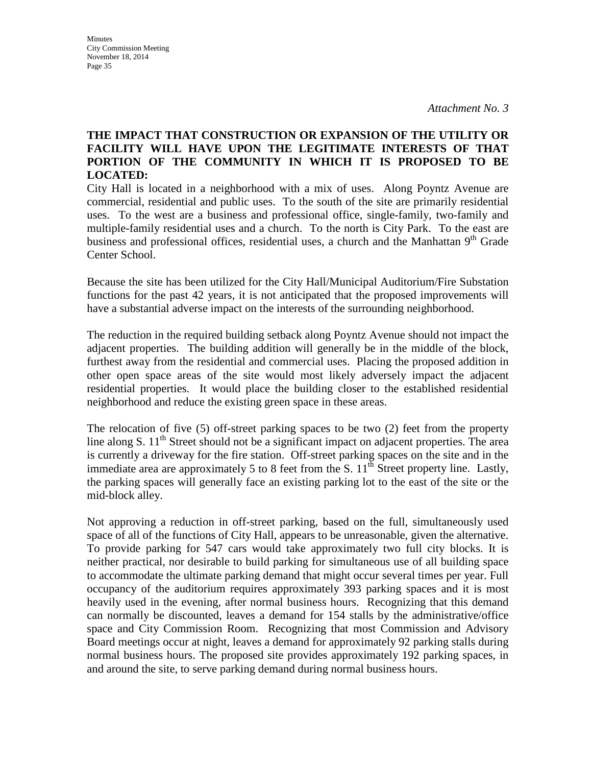*Attachment No. 3*

**THE IMPACT THAT CONSTRUCTION OR EXPANSION OF THE UTILITY OR FACILITY WILL HAVE UPON THE LEGITIMATE INTERESTS OF THAT PORTION OF THE COMMUNITY IN WHICH IT IS PROPOSED TO BE LOCATED:**

City Hall is located in a neighborhood with a mix of uses. Along Poyntz Avenue are commercial, residential and public uses. To the south of the site are primarily residential uses. To the west are a business and professional office, single-family, two-family and multiple-family residential uses and a church. To the north is City Park. To the east are business and professional offices, residential uses, a church and the Manhattan 9th Grade Center School.

Because the site has been utilized for the City Hall/Municipal Auditorium/Fire Substation functions for the past 42 years, it is not anticipated that the proposed improvements will have a substantial adverse impact on the interests of the surrounding neighborhood.

The reduction in the required building setback along Poyntz Avenue should not impact the adjacent properties. The building addition will generally be in the middle of the block, furthest away from the residential and commercial uses. Placing the proposed addition in other open space areas of the site would most likely adversely impact the adjacent residential properties. It would place the building closer to the established residential neighborhood and reduce the existing green space in these areas.

The relocation of five (5) off-street parking spaces to be two (2) feet from the property line along S. 11th Street should not be a significant impact on adjacent properties. The area is currently a driveway for the fire station. Off-street parking spaces on the site and in the immediate area are approximately 5 to 8 feet from the S. 11th Street property line. Lastly, the parking spaces will generally face an existing parking lot to the east of the site or the mid-block alley.

Not approving a reduction in off-street parking, based on the full, simultaneously used space of all of the functions of City Hall, appears to be unreasonable, given the alternative. To provide parking for 547 cars would take approximately two full city blocks. It is neither practical, nor desirable to build parking for simultaneous use of all building space to accommodate the ultimate parking demand that might occur several times per year. Full occupancy of the auditorium requires approximately 393 parking spaces and it is most heavily used in the evening, after normal business hours. Recognizing that this demand can normally be discounted, leaves a demand for 154 stalls by the administrative/office space and City Commission Room. Recognizing that most Commission and Advisory Board meetings occur at night, leaves a demand for approximately 92 parking stalls during normal business hours. The proposed site provides approximately 192 parking spaces, in and around the site, to serve parking demand during normal business hours.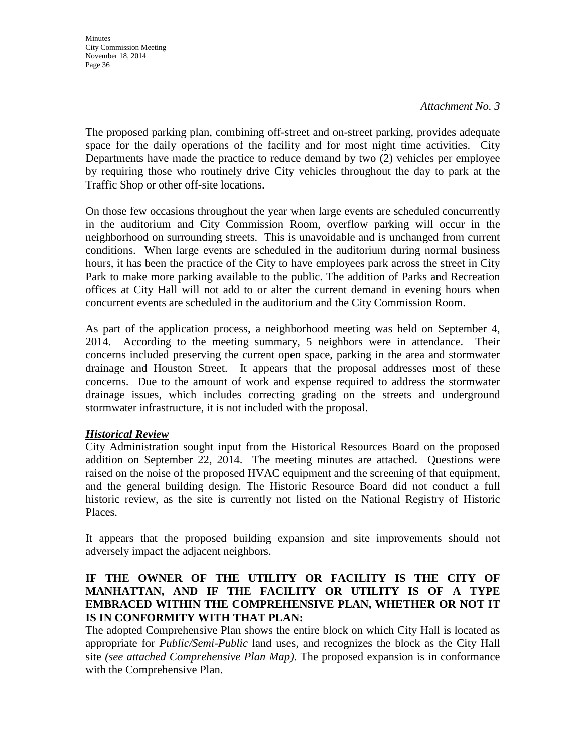*Attachment No. 3*

The proposed parking plan, combining off-street and on-street parking, provides adequate space for the daily operations of the facility and for most night time activities. City Departments have made the practice to reduce demand by two (2) vehicles per employee by requiring those who routinely drive City vehicles throughout the day to park at the Traffic Shop or other off-site locations.

On those few occasions throughout the year when large events are scheduled concurrently in the auditorium and City Commission Room, overflow parking will occur in the neighborhood on surrounding streets. This is unavoidable and is unchanged from current conditions. When large events are scheduled in the auditorium during normal business hours, it has been the practice of the City to have employees park across the street in City Park to make more parking available to the public. The addition of Parks and Recreation offices at City Hall will not add to or alter the current demand in evening hours when concurrent events are scheduled in the auditorium and the City Commission Room.

As part of the application process, a neighborhood meeting was held on September 4, 2014. According to the meeting summary, 5 neighbors were in attendance. Their concerns included preserving the current open space, parking in the area and stormwater drainage and Houston Street. It appears that the proposal addresses most of these concerns. Due to the amount of work and expense required to address the stormwater drainage issues, which includes correcting grading on the streets and underground stormwater infrastructure, it is not included with the proposal.

***Historical Review***

City Administration sought input from the Historical Resources Board on the proposed addition on September 22, 2014. The meeting minutes are attached. Questions were raised on the noise of the proposed HVAC equipment and the screening of that equipment, and the general building design. The Historic Resource Board did not conduct a full historic review, as the site is currently not listed on the National Registry of Historic Places.

It appears that the proposed building expansion and site improvements should not adversely impact the adjacent neighbors.

**IF THE OWNER OF THE UTILITY OR FACILITY IS THE CITY OF MANHATTAN, AND IF THE FACILITY OR UTILITY IS OF A TYPE EMBRACED WITHIN THE COMPREHENSIVE PLAN, WHETHER OR NOT IT IS IN CONFORMITY WITH THAT PLAN:**

The adopted Comprehensive Plan shows the entire block on which City Hall is located as appropriate for *Public/Semi-Public* land uses, and recognizes the block as the City Hall site *(see attached Comprehensive Plan Map)*. The proposed expansion is in conformance with the Comprehensive Plan.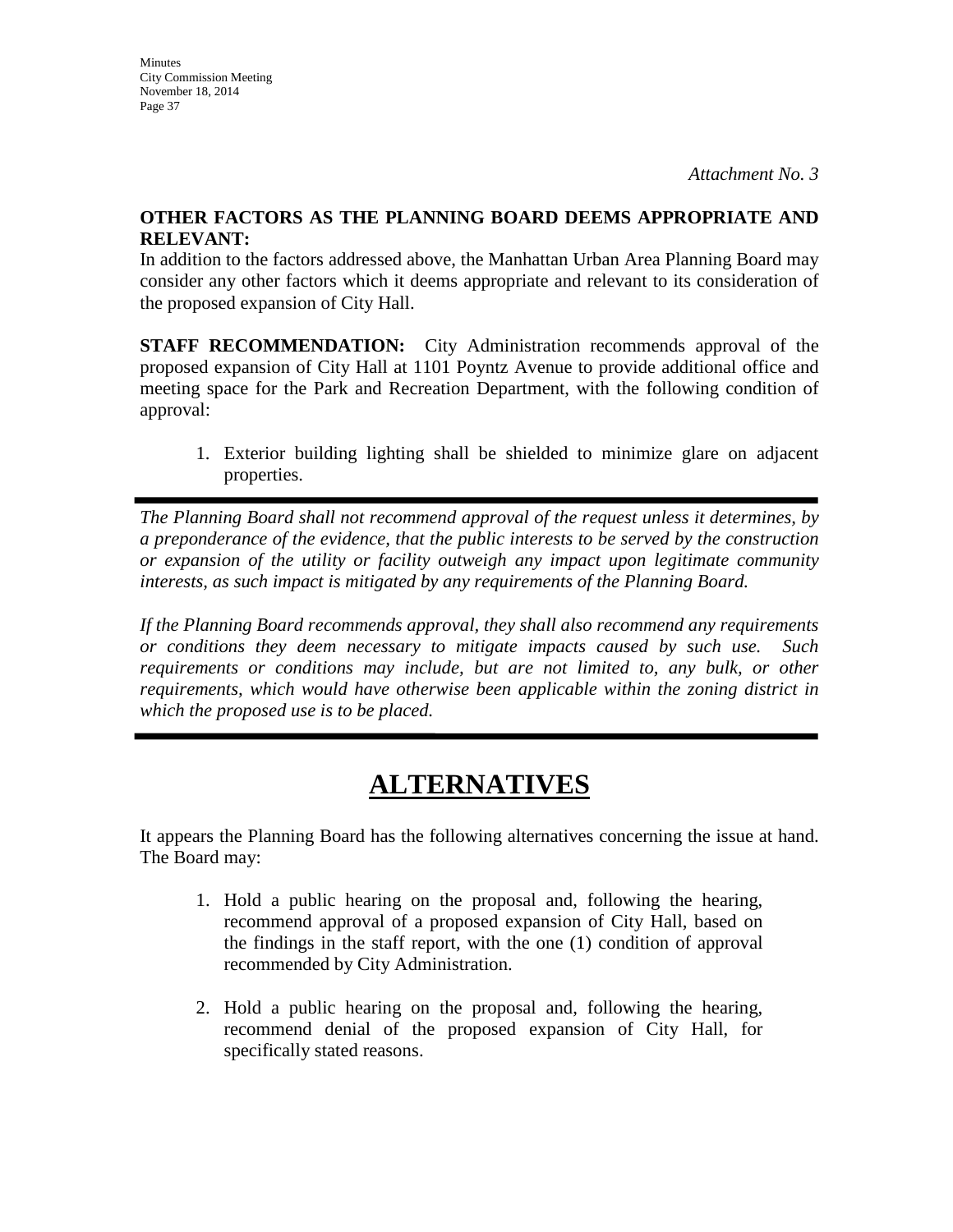*Attachment No. 3*

**OTHER FACTORS AS THE PLANNING BOARD DEEMS APPROPRIATE AND RELEVANT:**
In addition to the factors addressed above, the Manhattan Urban Area Planning Board may consider any other factors which it deems appropriate and relevant to its consideration of the proposed expansion of City Hall.

**STAFF RECOMMENDATION:** City Administration recommends approval of the proposed expansion of City Hall at 1101 Poyntz Avenue to provide additional office and meeting space for the Park and Recreation Department, with the following condition of approval:

1. Exterior building lighting shall be shielded to minimize glare on adjacent properties.

---

*The Planning Board shall not recommend approval of the request unless it determines, by a preponderance of the evidence, that the public interests to be served by the construction or expansion of the utility or facility outweigh any impact upon legitimate community interests, as such impact is mitigated by any requirements of the Planning Board.*

*If the Planning Board recommends approval, they shall also recommend any requirements or conditions they deem necessary to mitigate impacts caused by such use. Such requirements or conditions may include, but are not limited to, any bulk, or other requirements, which would have otherwise been applicable within the zoning district in which the proposed use is to be placed.*

---

# ALTERNATIVES

It appears the Planning Board has the following alternatives concerning the issue at hand. The Board may:

1. Hold a public hearing on the proposal and, following the hearing, recommend approval of a proposed expansion of City Hall, based on the findings in the staff report, with the one (1) condition of approval recommended by City Administration.

2. Hold a public hearing on the proposal and, following the hearing, recommend denial of the proposed expansion of City Hall, for specifically stated reasons.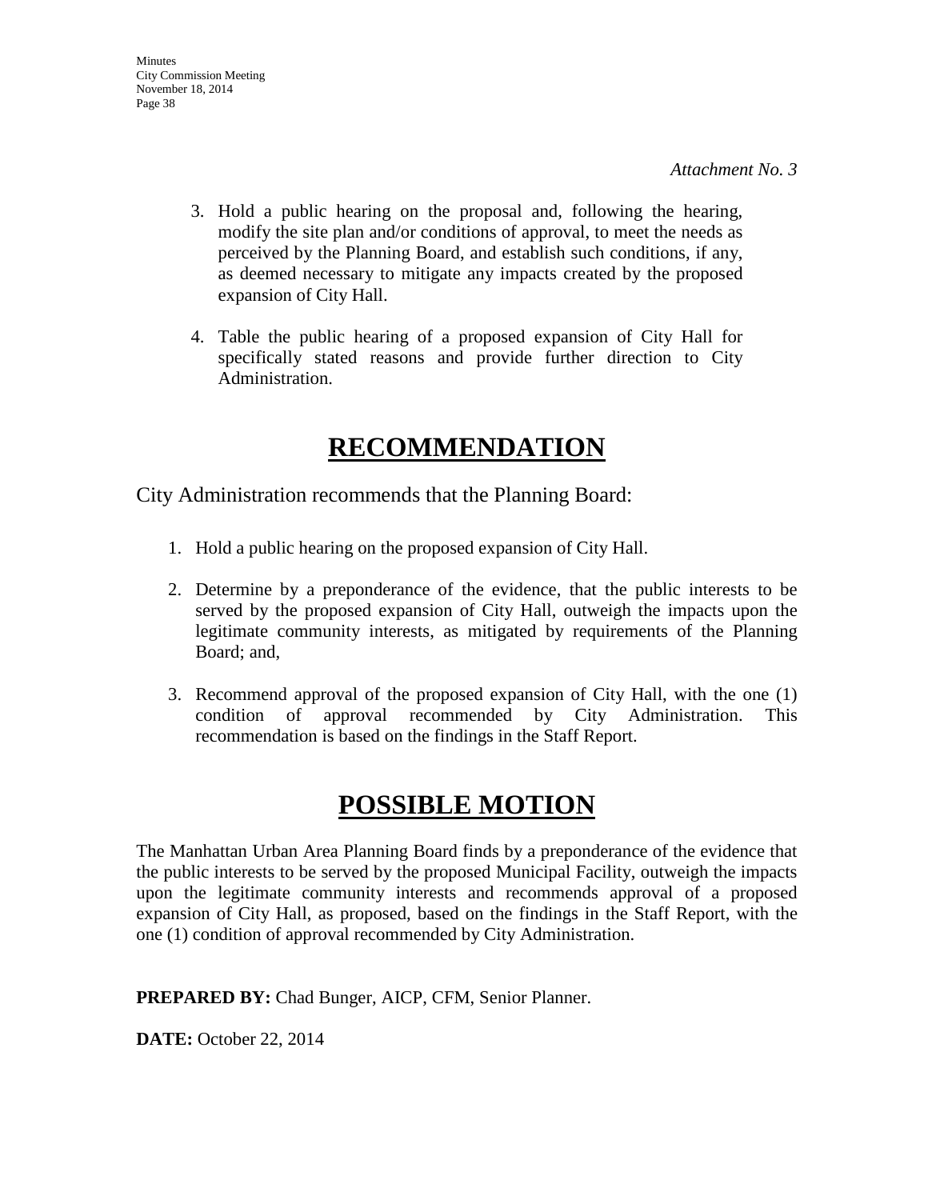*Attachment No. 3*

3. Hold a public hearing on the proposal and, following the hearing, modify the site plan and/or conditions of approval, to meet the needs as perceived by the Planning Board, and establish such conditions, if any, as deemed necessary to mitigate any impacts created by the proposed expansion of City Hall.

4. Table the public hearing of a proposed expansion of City Hall for specifically stated reasons and provide further direction to City Administration.

# RECOMMENDATION

City Administration recommends that the Planning Board:

1. Hold a public hearing on the proposed expansion of City Hall.

2. Determine by a preponderance of the evidence, that the public interests to be served by the proposed expansion of City Hall, outweigh the impacts upon the legitimate community interests, as mitigated by requirements of the Planning Board; and,

3. Recommend approval of the proposed expansion of City Hall, with the one (1) condition of approval recommended by City Administration. This recommendation is based on the findings in the Staff Report.

# POSSIBLE MOTION

The Manhattan Urban Area Planning Board finds by a preponderance of the evidence that the public interests to be served by the proposed Municipal Facility, outweigh the impacts upon the legitimate community interests and recommends approval of a proposed expansion of City Hall, as proposed, based on the findings in the Staff Report, with the one (1) condition of approval recommended by City Administration.

**PREPARED BY:** Chad Bunger, AICP, CFM, Senior Planner.

**DATE:** October 22, 2014